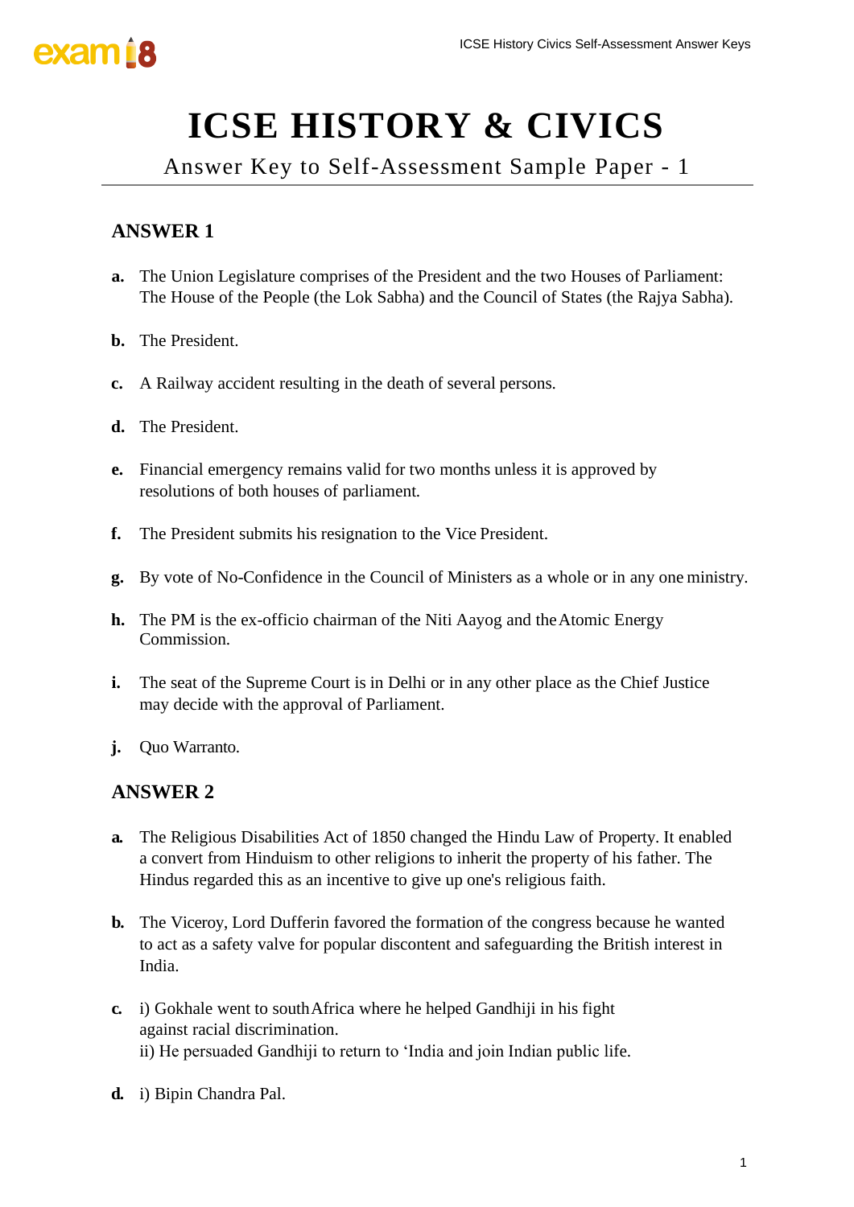# ICSE HISTORY & CIVICS

Answer Key to Self-Assessment Sample Paper - 1

## ANSWER 1

**a.** The Union Legislature comprises of the President and the two Houses of Parliament: The House of the People (the Lok Sabha) and the Council of States (the Rajya Sabha).

**b.** The President.

**c.** A Railway accident resulting in the death of several persons.

**d.** The President.

**e.** Financial emergency remains valid for two months unless it is approved by resolutions of both houses of parliament.

**f.** The President submits his resignation to the Vice President.

**g.** By vote of No-Confidence in the Council of Ministers as a whole or in any one ministry.

**h.** The PM is the ex-officio chairman of the Niti Aayog and the Atomic Energy Commission.

**i.** The seat of the Supreme Court is in Delhi or in any other place as the Chief Justice may decide with the approval of Parliament.

**j.** Quo Warranto.

## ANSWER 2

**a.** The Religious Disabilities Act of 1850 changed the Hindu Law of Property. It enabled a convert from Hinduism to other religions to inherit the property of his father. The Hindus regarded this as an incentive to give up one's religious faith.

**b.** The Viceroy, Lord Dufferin favored the formation of the congress because he wanted to act as a safety valve for popular discontent and safeguarding the British interest in India.

**c.** i) Gokhale went to south Africa where he helped Gandhiji in his fight against racial discrimination.
ii) He persuaded Gandhiji to return to 'India and join Indian public life.

**d.** i) Bipin Chandra Pal.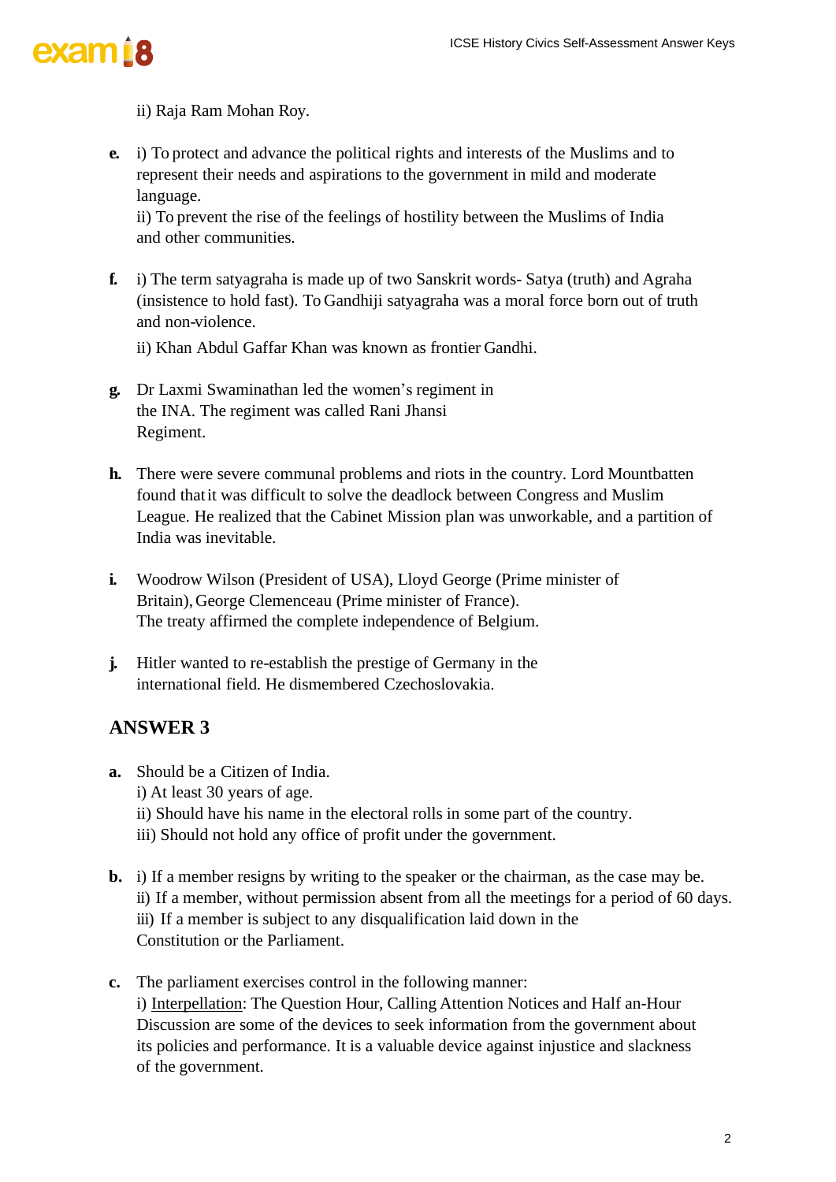ii) Raja Ram Mohan Roy.

**e.** i) To protect and advance the political rights and interests of the Muslims and to represent their needs and aspirations to the government in mild and moderate language.
ii) To prevent the rise of the feelings of hostility between the Muslims of India and other communities.

**f.** i) The term satyagraha is made up of two Sanskrit words- Satya (truth) and Agraha (insistence to hold fast). To Gandhiji satyagraha was a moral force born out of truth and non-violence.

ii) Khan Abdul Gaffar Khan was known as frontier Gandhi.

**g.** Dr Laxmi Swaminathan led the women's regiment in the INA. The regiment was called Rani Jhansi Regiment.

**h.** There were severe communal problems and riots in the country. Lord Mountbatten found that it was difficult to solve the deadlock between Congress and Muslim League. He realized that the Cabinet Mission plan was unworkable, and a partition of India was inevitable.

**i.** Woodrow Wilson (President of USA), Lloyd George (Prime minister of Britain), George Clemenceau (Prime minister of France).
The treaty affirmed the complete independence of Belgium.

**j.** Hitler wanted to re-establish the prestige of Germany in the international field. He dismembered Czechoslovakia.

## ANSWER 3

**a.** Should be a Citizen of India.
i) At least 30 years of age.
ii) Should have his name in the electoral rolls in some part of the country.
iii) Should not hold any office of profit under the government.

**b.** i) If a member resigns by writing to the speaker or the chairman, as the case may be.
ii) If a member, without permission absent from all the meetings for a period of 60 days.
iii) If a member is subject to any disqualification laid down in the Constitution or the Parliament.

**c.** The parliament exercises control in the following manner:
i) Interpellation: The Question Hour, Calling Attention Notices and Half an-Hour Discussion are some of the devices to seek information from the government about its policies and performance. It is a valuable device against injustice and slackness of the government.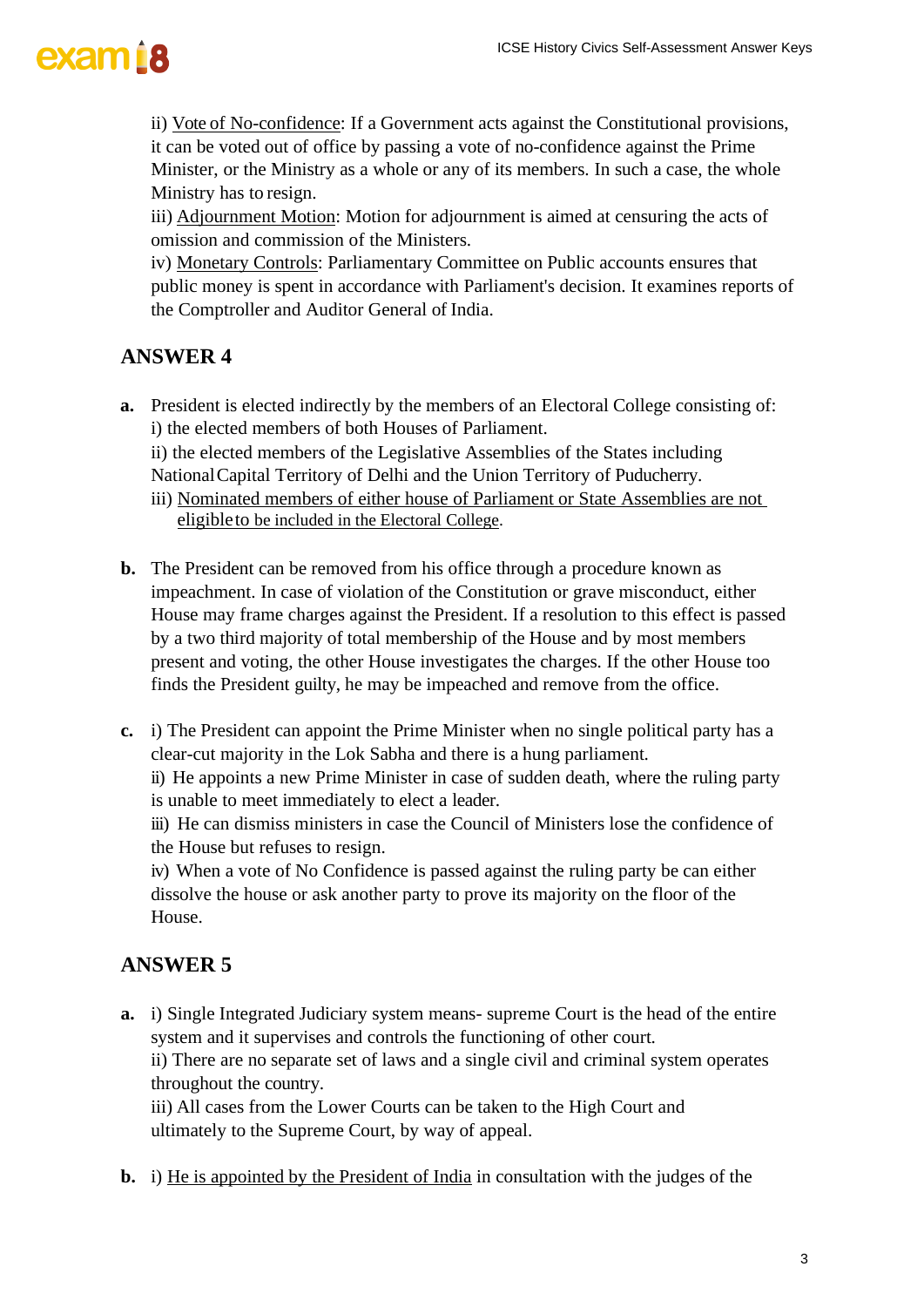ii) <u>Vote of No-confidence</u>: If a Government acts against the Constitutional provisions, it can be voted out of office by passing a vote of no-confidence against the Prime Minister, or the Ministry as a whole or any of its members. In such a case, the whole Ministry has to resign.
iii) <u>Adjournment Motion</u>: Motion for adjournment is aimed at censuring the acts of omission and commission of the Ministers.
iv) <u>Monetary Controls</u>: Parliamentary Committee on Public accounts ensures that public money is spent in accordance with Parliament's decision. It examines reports of the Comptroller and Auditor General of India.

## ANSWER 4

**a.** President is elected indirectly by the members of an Electoral College consisting of:
i) the elected members of both Houses of Parliament.
ii) the elected members of the Legislative Assemblies of the States including National Capital Territory of Delhi and the Union Territory of Puducherry.
iii) <u>Nominated members of either house of Parliament or State Assemblies are not eligible to be included in the Electoral College</u>.

**b.** The President can be removed from his office through a procedure known as impeachment. In case of violation of the Constitution or grave misconduct, either House may frame charges against the President. If a resolution to this effect is passed by a two third majority of total membership of the House and by most members present and voting, the other House investigates the charges. If the other House too finds the President guilty, he may be impeached and remove from the office.

**c.** i) The President can appoint the Prime Minister when no single political party has a clear-cut majority in the Lok Sabha and there is a hung parliament.
ii) He appoints a new Prime Minister in case of sudden death, where the ruling party is unable to meet immediately to elect a leader.
iii) He can dismiss ministers in case the Council of Ministers lose the confidence of the House but refuses to resign.
iv) When a vote of No Confidence is passed against the ruling party be can either dissolve the house or ask another party to prove its majority on the floor of the House.

## ANSWER 5

**a.** i) Single Integrated Judiciary system means- supreme Court is the head of the entire system and it supervises and controls the functioning of other court.
ii) There are no separate set of laws and a single civil and criminal system operates throughout the country.
iii) All cases from the Lower Courts can be taken to the High Court and ultimately to the Supreme Court, by way of appeal.

**b.** i) <u>He is appointed by the President of India</u> in consultation with the judges of the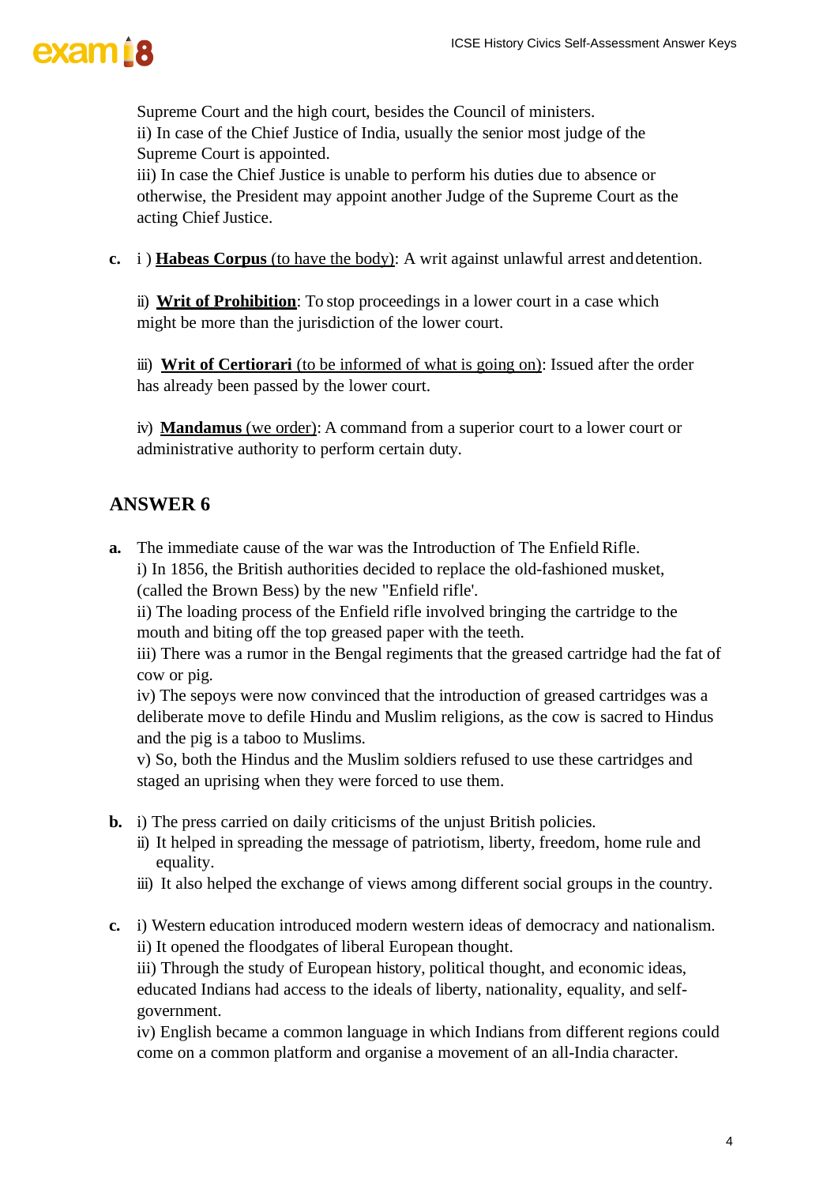Supreme Court and the high court, besides the Council of ministers.
ii) In case of the Chief Justice of India, usually the senior most judge of the Supreme Court is appointed.
iii) In case the Chief Justice is unable to perform his duties due to absence or otherwise, the President may appoint another Judge of the Supreme Court as the acting Chief Justice.

**c.** i ) **Habeas Corpus** (to have the body): A writ against unlawful arrest and detention.

ii) **Writ of Prohibition**: To stop proceedings in a lower court in a case which might be more than the jurisdiction of the lower court.

iii) **Writ of Certiorari** (to be informed of what is going on): Issued after the order has already been passed by the lower court.

iv) **Mandamus** (we order): A command from a superior court to a lower court or administrative authority to perform certain duty.

## ANSWER 6

**a.** The immediate cause of the war was the Introduction of The Enfield Rifle.
i) In 1856, the British authorities decided to replace the old-fashioned musket, (called the Brown Bess) by the new "Enfield rifle'.
ii) The loading process of the Enfield rifle involved bringing the cartridge to the mouth and biting off the top greased paper with the teeth.
iii) There was a rumor in the Bengal regiments that the greased cartridge had the fat of cow or pig.
iv) The sepoys were now convinced that the introduction of greased cartridges was a deliberate move to defile Hindu and Muslim religions, as the cow is sacred to Hindus and the pig is a taboo to Muslims.
v) So, both the Hindus and the Muslim soldiers refused to use these cartridges and staged an uprising when they were forced to use them.

**b.** i) The press carried on daily criticisms of the unjust British policies.
ii) It helped in spreading the message of patriotism, liberty, freedom, home rule and equality.
iii) It also helped the exchange of views among different social groups in the country.

**c.** i) Western education introduced modern western ideas of democracy and nationalism.
ii) It opened the floodgates of liberal European thought.
iii) Through the study of European history, political thought, and economic ideas, educated Indians had access to the ideals of liberty, nationality, equality, and self-government.
iv) English became a common language in which Indians from different regions could come on a common platform and organise a movement of an all-India character.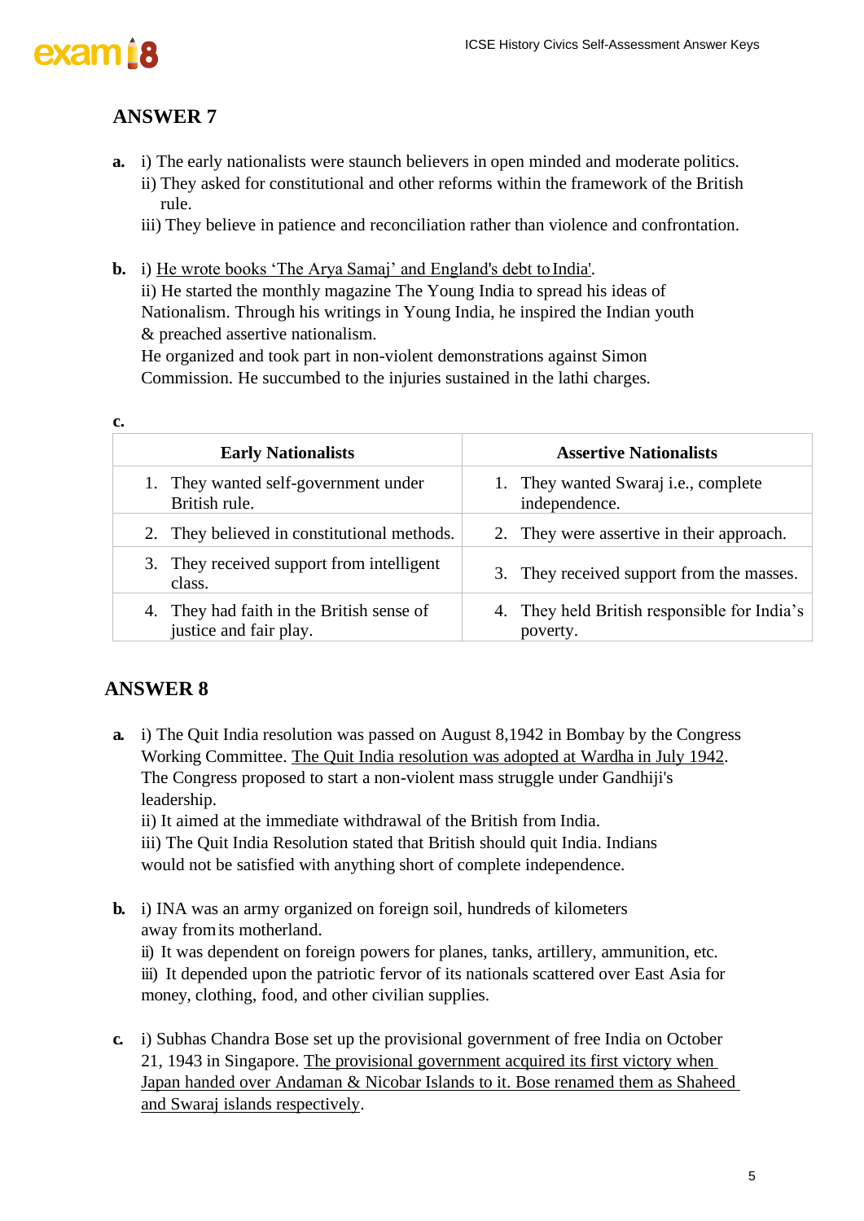## ANSWER 7

**a.** i) The early nationalists were staunch believers in open minded and moderate politics.
ii) They asked for constitutional and other reforms within the framework of the British rule.
iii) They believe in patience and reconciliation rather than violence and confrontation.

**b.** i) He wrote books 'The Arya Samaj' and England's debt to India'.
ii) He started the monthly magazine The Young India to spread his ideas of Nationalism. Through his writings in Young India, he inspired the Indian youth & preached assertive nationalism.
He organized and took part in non-violent demonstrations against Simon Commission. He succumbed to the injuries sustained in the lathi charges.

**c.**

| Early Nationalists | Assertive Nationalists |
|---|---|
| 1. They wanted self-government under British rule. | 1. They wanted Swaraj i.e., complete independence. |
| 2. They believed in constitutional methods. | 2. They were assertive in their approach. |
| 3. They received support from intelligent class. | 3. They received support from the masses. |
| 4. They had faith in the British sense of justice and fair play. | 4. They held British responsible for India's poverty. |

## ANSWER 8

**a.** i) The Quit India resolution was passed on August 8,1942 in Bombay by the Congress Working Committee. The Quit India resolution was adopted at Wardha in July 1942. The Congress proposed to start a non-violent mass struggle under Gandhiji's leadership.
ii) It aimed at the immediate withdrawal of the British from India.
iii) The Quit India Resolution stated that British should quit India. Indians would not be satisfied with anything short of complete independence.

**b.** i) INA was an army organized on foreign soil, hundreds of kilometers away from its motherland.
ii) It was dependent on foreign powers for planes, tanks, artillery, ammunition, etc.
iii) It depended upon the patriotic fervor of its nationals scattered over East Asia for money, clothing, food, and other civilian supplies.

**c.** i) Subhas Chandra Bose set up the provisional government of free India on October 21, 1943 in Singapore. The provisional government acquired its first victory when Japan handed over Andaman & Nicobar Islands to it. Bose renamed them as Shaheed and Swaraj islands respectively.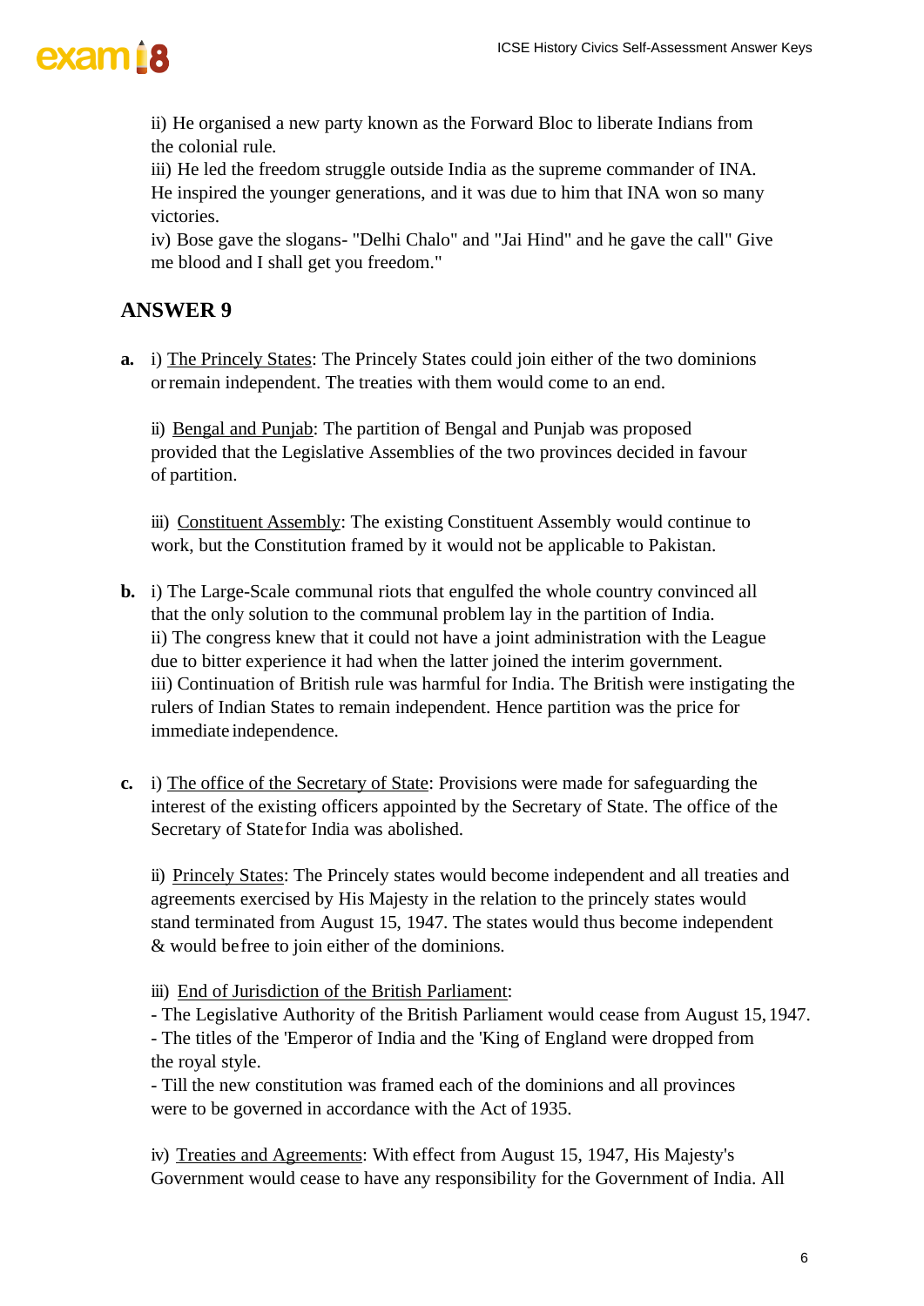ii) He organised a new party known as the Forward Bloc to liberate Indians from the colonial rule.
iii) He led the freedom struggle outside India as the supreme commander of INA. He inspired the younger generations, and it was due to him that INA won so many victories.
iv) Bose gave the slogans- "Delhi Chalo" and "Jai Hind" and he gave the call" Give me blood and I shall get you freedom."

## ANSWER 9

**a.** i) The Princely States: The Princely States could join either of the two dominions or remain independent. The treaties with them would come to an end.

ii) Bengal and Punjab: The partition of Bengal and Punjab was proposed provided that the Legislative Assemblies of the two provinces decided in favour of partition.

iii) Constituent Assembly: The existing Constituent Assembly would continue to work, but the Constitution framed by it would not be applicable to Pakistan.

**b.** i) The Large-Scale communal riots that engulfed the whole country convinced all that the only solution to the communal problem lay in the partition of India.
ii) The congress knew that it could not have a joint administration with the League due to bitter experience it had when the latter joined the interim government.
iii) Continuation of British rule was harmful for India. The British were instigating the rulers of Indian States to remain independent. Hence partition was the price for immediate independence.

**c.** i) The office of the Secretary of State: Provisions were made for safeguarding the interest of the existing officers appointed by the Secretary of State. The office of the Secretary of State for India was abolished.

ii) Princely States: The Princely states would become independent and all treaties and agreements exercised by His Majesty in the relation to the princely states would stand terminated from August 15, 1947. The states would thus become independent & would be free to join either of the dominions.

iii) End of Jurisdiction of the British Parliament:
- The Legislative Authority of the British Parliament would cease from August 15, 1947.
- The titles of the 'Emperor of India and the 'King of England were dropped from the royal style.
- Till the new constitution was framed each of the dominions and all provinces were to be governed in accordance with the Act of 1935.

iv) Treaties and Agreements: With effect from August 15, 1947, His Majesty's Government would cease to have any responsibility for the Government of India. All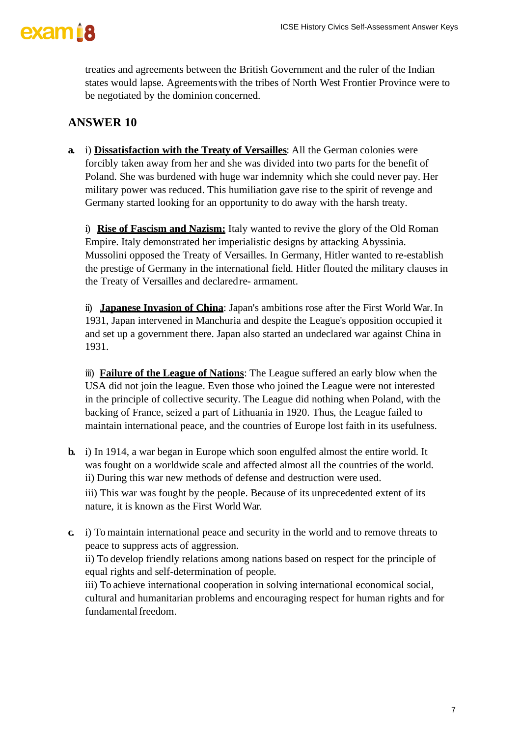treaties and agreements between the British Government and the ruler of the Indian states would lapse. Agreements with the tribes of North West Frontier Province were to be negotiated by the dominion concerned.

## ANSWER 10

**a.** i) **Dissatisfaction with the Treaty of Versailles**: All the German colonies were forcibly taken away from her and she was divided into two parts for the benefit of Poland. She was burdened with huge war indemnity which she could never pay. Her military power was reduced. This humiliation gave rise to the spirit of revenge and Germany started looking for an opportunity to do away with the harsh treaty.

i) **Rise of Fascism and Nazism:** Italy wanted to revive the glory of the Old Roman Empire. Italy demonstrated her imperialistic designs by attacking Abyssinia. Mussolini opposed the Treaty of Versailles. In Germany, Hitler wanted to re-establish the prestige of Germany in the international field. Hitler flouted the military clauses in the Treaty of Versailles and declared re- armament.

ii) **Japanese Invasion of China**: Japan's ambitions rose after the First World War. In 1931, Japan intervened in Manchuria and despite the League's opposition occupied it and set up a government there. Japan also started an undeclared war against China in 1931.

iii) **Failure of the League of Nations**: The League suffered an early blow when the USA did not join the league. Even those who joined the League were not interested in the principle of collective security. The League did nothing when Poland, with the backing of France, seized a part of Lithuania in 1920. Thus, the League failed to maintain international peace, and the countries of Europe lost faith in its usefulness.

**b.** i) In 1914, a war began in Europe which soon engulfed almost the entire world. It was fought on a worldwide scale and affected almost all the countries of the world.
ii) During this war new methods of defense and destruction were used.
iii) This war was fought by the people. Because of its unprecedented extent of its nature, it is known as the First World War.

**c.** i) To maintain international peace and security in the world and to remove threats to peace to suppress acts of aggression.
ii) To develop friendly relations among nations based on respect for the principle of equal rights and self-determination of people.
iii) To achieve international cooperation in solving international economical social, cultural and humanitarian problems and encouraging respect for human rights and for fundamental freedom.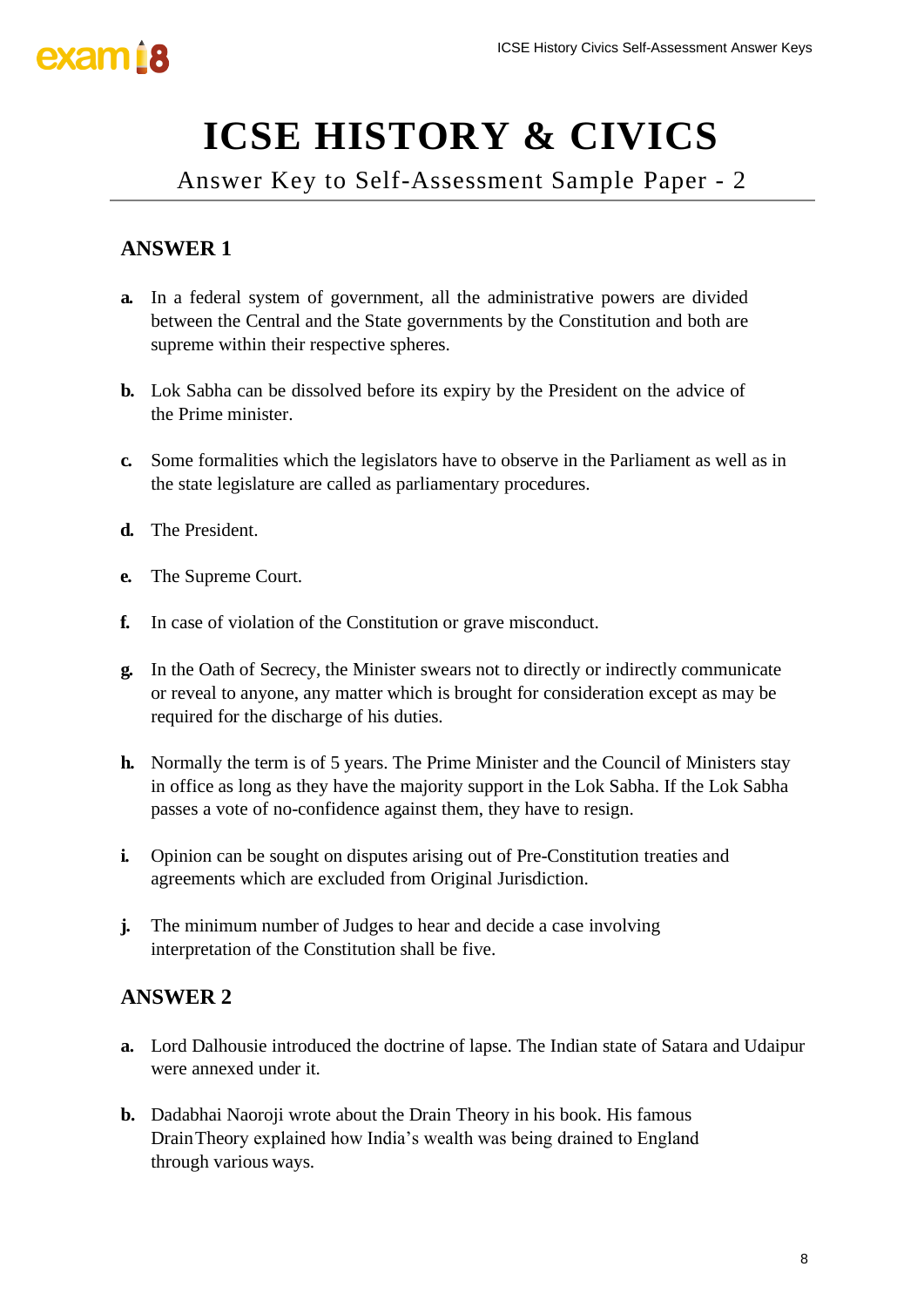# ICSE HISTORY & CIVICS

Answer Key to Self-Assessment Sample Paper - 2

## ANSWER 1

**a.** In a federal system of government, all the administrative powers are divided between the Central and the State governments by the Constitution and both are supreme within their respective spheres.

**b.** Lok Sabha can be dissolved before its expiry by the President on the advice of the Prime minister.

**c.** Some formalities which the legislators have to observe in the Parliament as well as in the state legislature are called as parliamentary procedures.

**d.** The President.

**e.** The Supreme Court.

**f.** In case of violation of the Constitution or grave misconduct.

**g.** In the Oath of Secrecy, the Minister swears not to directly or indirectly communicate or reveal to anyone, any matter which is brought for consideration except as may be required for the discharge of his duties.

**h.** Normally the term is of 5 years. The Prime Minister and the Council of Ministers stay in office as long as they have the majority support in the Lok Sabha. If the Lok Sabha passes a vote of no-confidence against them, they have to resign.

**i.** Opinion can be sought on disputes arising out of Pre-Constitution treaties and agreements which are excluded from Original Jurisdiction.

**j.** The minimum number of Judges to hear and decide a case involving interpretation of the Constitution shall be five.

## ANSWER 2

**a.** Lord Dalhousie introduced the doctrine of lapse. The Indian state of Satara and Udaipur were annexed under it.

**b.** Dadabhai Naoroji wrote about the Drain Theory in his book. His famous Drain Theory explained how India's wealth was being drained to England through various ways.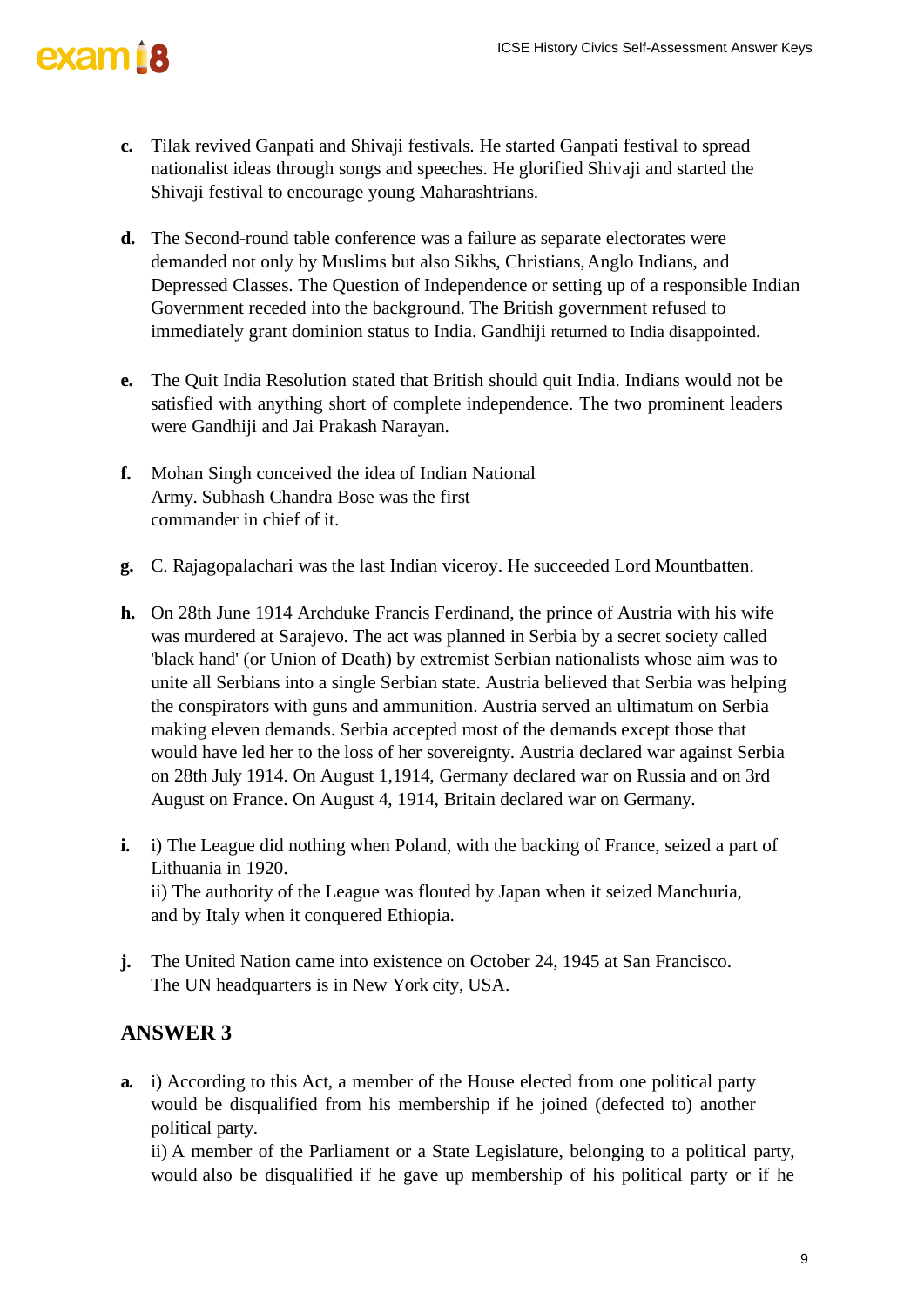**c.** Tilak revived Ganpati and Shivaji festivals. He started Ganpati festival to spread nationalist ideas through songs and speeches. He glorified Shivaji and started the Shivaji festival to encourage young Maharashtrians.

**d.** The Second-round table conference was a failure as separate electorates were demanded not only by Muslims but also Sikhs, Christians, Anglo Indians, and Depressed Classes. The Question of Independence or setting up of a responsible Indian Government receded into the background. The British government refused to immediately grant dominion status to India. Gandhiji returned to India disappointed.

**e.** The Quit India Resolution stated that British should quit India. Indians would not be satisfied with anything short of complete independence. The two prominent leaders were Gandhiji and Jai Prakash Narayan.

**f.** Mohan Singh conceived the idea of Indian National Army. Subhash Chandra Bose was the first commander in chief of it.

**g.** C. Rajagopalachari was the last Indian viceroy. He succeeded Lord Mountbatten.

**h.** On 28th June 1914 Archduke Francis Ferdinand, the prince of Austria with his wife was murdered at Sarajevo. The act was planned in Serbia by a secret society called 'black hand' (or Union of Death) by extremist Serbian nationalists whose aim was to unite all Serbians into a single Serbian state. Austria believed that Serbia was helping the conspirators with guns and ammunition. Austria served an ultimatum on Serbia making eleven demands. Serbia accepted most of the demands except those that would have led her to the loss of her sovereignty. Austria declared war against Serbia on 28th July 1914. On August 1,1914, Germany declared war on Russia and on 3rd August on France. On August 4, 1914, Britain declared war on Germany.

**i.** i) The League did nothing when Poland, with the backing of France, seized a part of Lithuania in 1920.
ii) The authority of the League was flouted by Japan when it seized Manchuria, and by Italy when it conquered Ethiopia.

**j.** The United Nation came into existence on October 24, 1945 at San Francisco. The UN headquarters is in New York city, USA.

## ANSWER 3

**a.** i) According to this Act, a member of the House elected from one political party would be disqualified from his membership if he joined (defected to) another political party.
ii) A member of the Parliament or a State Legislature, belonging to a political party, would also be disqualified if he gave up membership of his political party or if he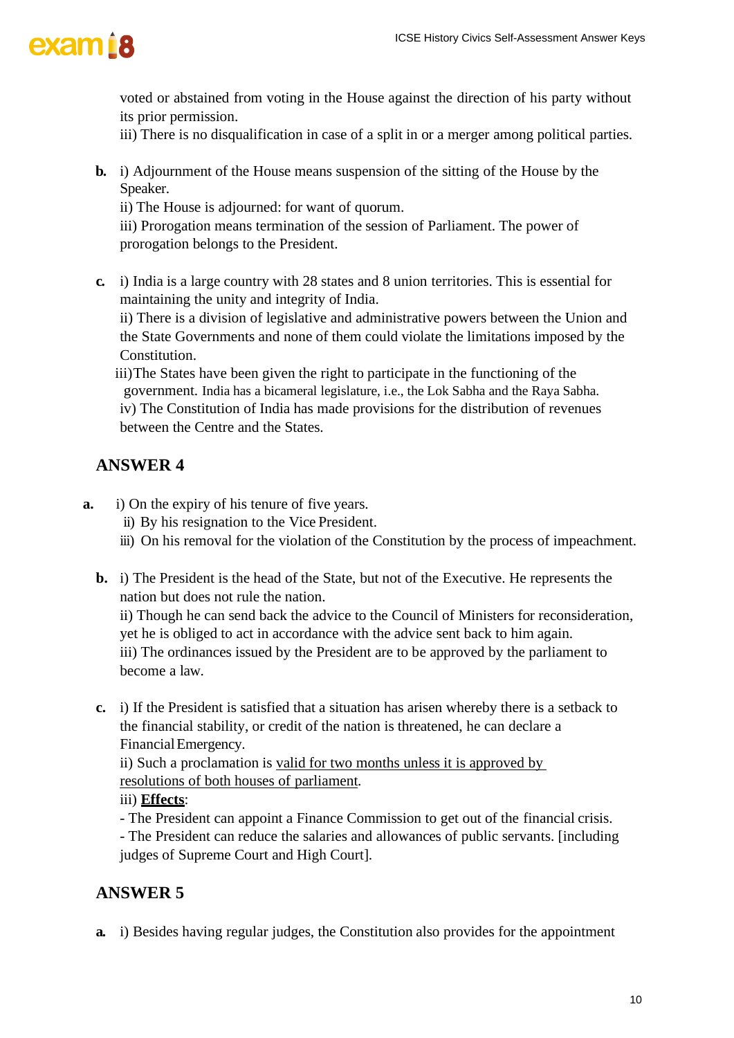voted or abstained from voting in the House against the direction of his party without its prior permission.

iii) There is no disqualification in case of a split in or a merger among political parties.

**b.** i) Adjournment of the House means suspension of the sitting of the House by the Speaker.

ii) The House is adjourned: for want of quorum.

iii) Prorogation means termination of the session of Parliament. The power of prorogation belongs to the President.

**c.** i) India is a large country with 28 states and 8 union territories. This is essential for maintaining the unity and integrity of India.

ii) There is a division of legislative and administrative powers between the Union and the State Governments and none of them could violate the limitations imposed by the Constitution.

iii) The States have been given the right to participate in the functioning of the government. India has a bicameral legislature, i.e., the Lok Sabha and the Raya Sabha.

iv) The Constitution of India has made provisions for the distribution of revenues between the Centre and the States.

## ANSWER 4

**a.** i) On the expiry of his tenure of five years.

ii) By his resignation to the Vice President.

iii) On his removal for the violation of the Constitution by the process of impeachment.

**b.** i) The President is the head of the State, but not of the Executive. He represents the nation but does not rule the nation.

ii) Though he can send back the advice to the Council of Ministers for reconsideration, yet he is obliged to act in accordance with the advice sent back to him again.

iii) The ordinances issued by the President are to be approved by the parliament to become a law.

**c.** i) If the President is satisfied that a situation has arisen whereby there is a setback to the financial stability, or credit of the nation is threatened, he can declare a Financial Emergency.

ii) Such a proclamation is <u>valid for two months unless it is approved by resolutions of both houses of parliament</u>.

iii) <u>**Effects**</u>:

- The President can appoint a Finance Commission to get out of the financial crisis.
- The President can reduce the salaries and allowances of public servants. [including judges of Supreme Court and High Court].

## ANSWER 5

**a.** i) Besides having regular judges, the Constitution also provides for the appointment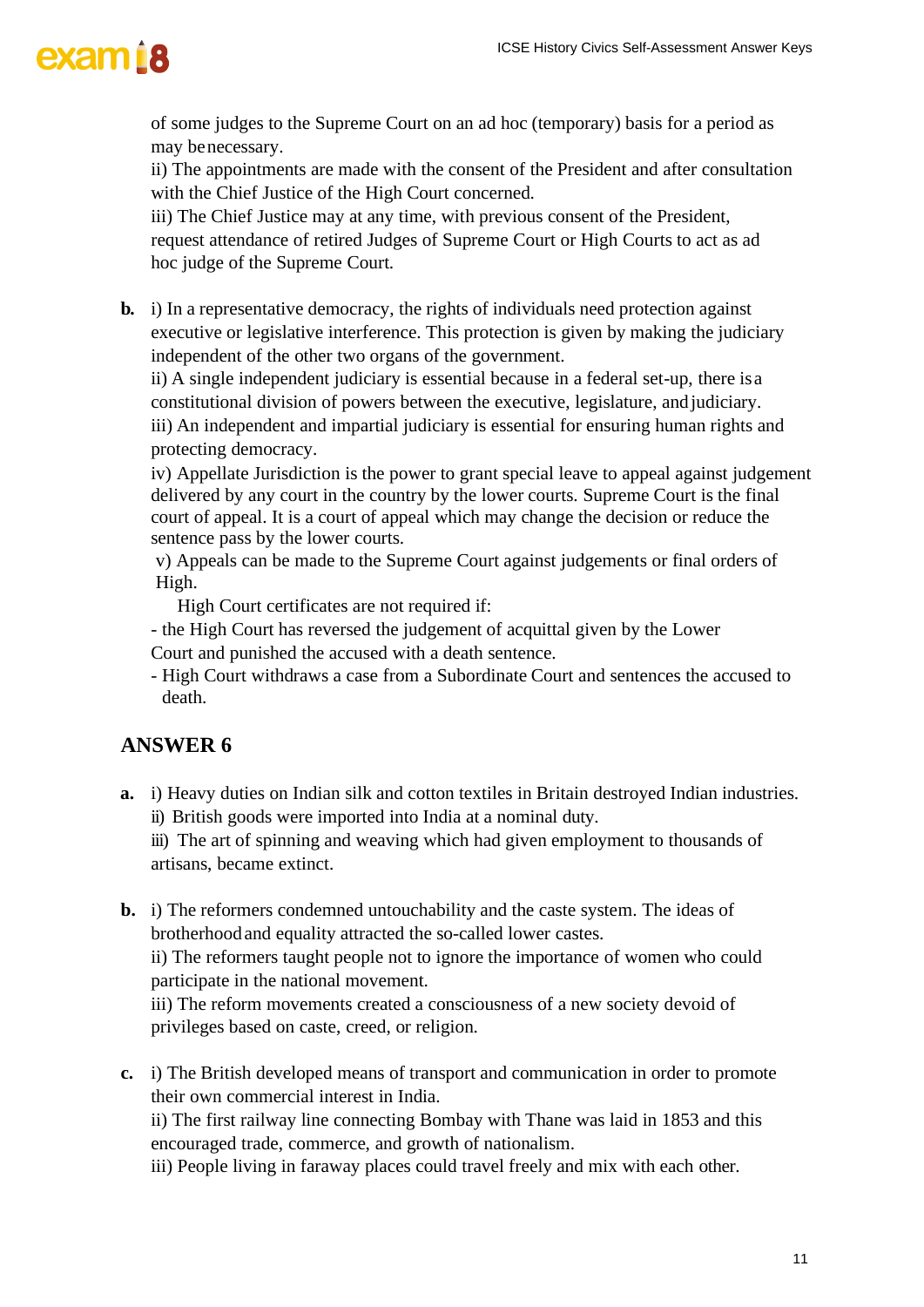of some judges to the Supreme Court on an ad hoc (temporary) basis for a period as may be necessary.
ii) The appointments are made with the consent of the President and after consultation with the Chief Justice of the High Court concerned.
iii) The Chief Justice may at any time, with previous consent of the President, request attendance of retired Judges of Supreme Court or High Courts to act as ad hoc judge of the Supreme Court.

**b.** i) In a representative democracy, the rights of individuals need protection against executive or legislative interference. This protection is given by making the judiciary independent of the other two organs of the government.
ii) A single independent judiciary is essential because in a federal set-up, there is a constitutional division of powers between the executive, legislature, and judiciary.
iii) An independent and impartial judiciary is essential for ensuring human rights and protecting democracy.
iv) Appellate Jurisdiction is the power to grant special leave to appeal against judgement delivered by any court in the country by the lower courts. Supreme Court is the final court of appeal. It is a court of appeal which may change the decision or reduce the sentence pass by the lower courts.
v) Appeals can be made to the Supreme Court against judgements or final orders of High.
High Court certificates are not required if:
- the High Court has reversed the judgement of acquittal given by the Lower Court and punished the accused with a death sentence.
- High Court withdraws a case from a Subordinate Court and sentences the accused to death.

## ANSWER 6

**a.** i) Heavy duties on Indian silk and cotton textiles in Britain destroyed Indian industries.
ii) British goods were imported into India at a nominal duty.
iii) The art of spinning and weaving which had given employment to thousands of artisans, became extinct.

**b.** i) The reformers condemned untouchability and the caste system. The ideas of brotherhood and equality attracted the so-called lower castes.
ii) The reformers taught people not to ignore the importance of women who could participate in the national movement.
iii) The reform movements created a consciousness of a new society devoid of privileges based on caste, creed, or religion.

**c.** i) The British developed means of transport and communication in order to promote their own commercial interest in India.
ii) The first railway line connecting Bombay with Thane was laid in 1853 and this encouraged trade, commerce, and growth of nationalism.
iii) People living in faraway places could travel freely and mix with each other.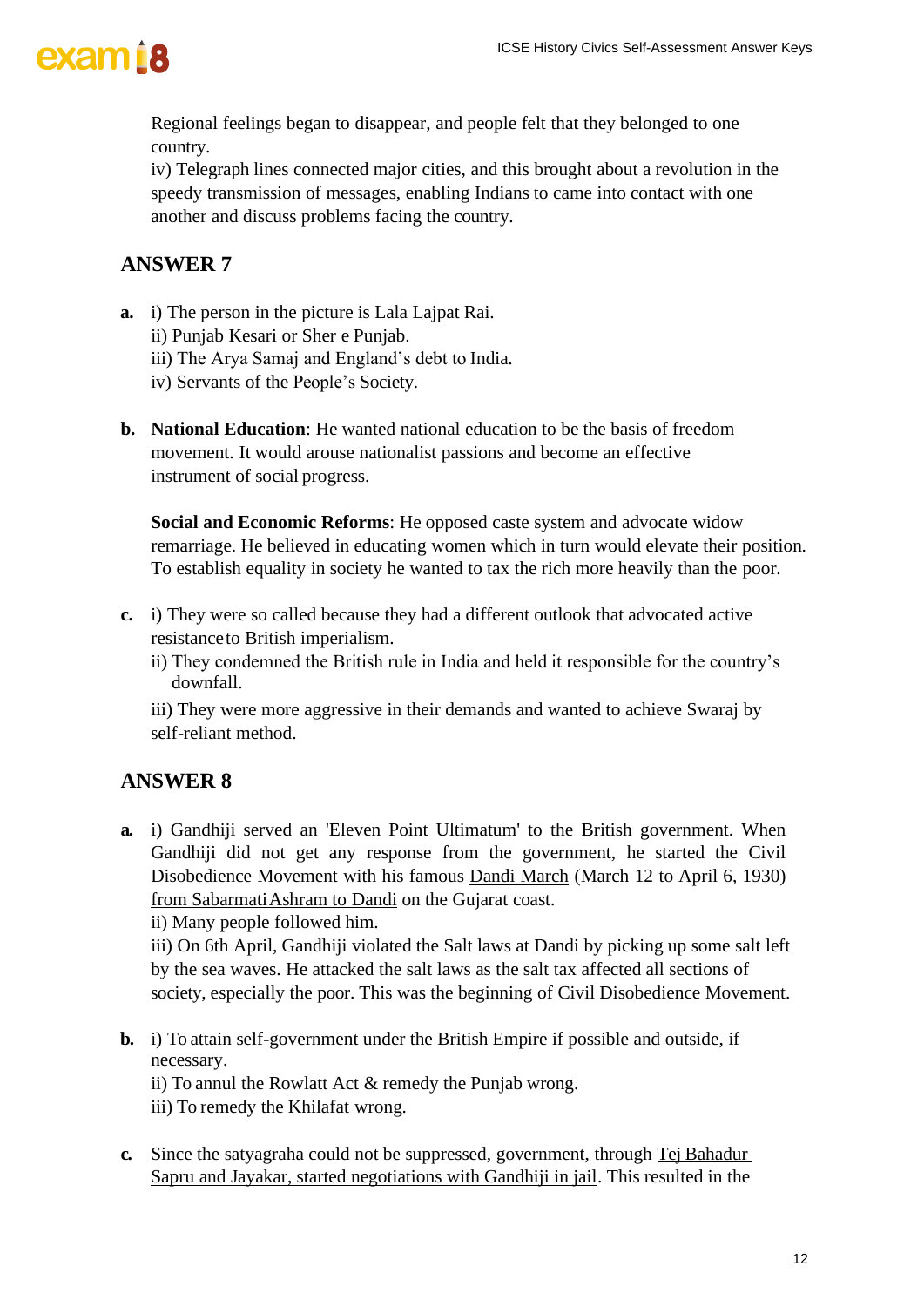Regional feelings began to disappear, and people felt that they belonged to one country.

iv) Telegraph lines connected major cities, and this brought about a revolution in the speedy transmission of messages, enabling Indians to came into contact with one another and discuss problems facing the country.

## ANSWER 7

**a.** i) The person in the picture is Lala Lajpat Rai.
ii) Punjab Kesari or Sher e Punjab.
iii) The Arya Samaj and England's debt to India.
iv) Servants of the People's Society.

**b.** **National Education**: He wanted national education to be the basis of freedom movement. It would arouse nationalist passions and become an effective instrument of social progress.

**Social and Economic Reforms**: He opposed caste system and advocate widow remarriage. He believed in educating women which in turn would elevate their position. To establish equality in society he wanted to tax the rich more heavily than the poor.

**c.** i) They were so called because they had a different outlook that advocated active resistance to British imperialism.
ii) They condemned the British rule in India and held it responsible for the country's downfall.
iii) They were more aggressive in their demands and wanted to achieve Swaraj by self-reliant method.

## ANSWER 8

**a.** i) Gandhiji served an 'Eleven Point Ultimatum' to the British government. When Gandhiji did not get any response from the government, he started the Civil Disobedience Movement with his famous Dandi March (March 12 to April 6, 1930) from Sabarmati Ashram to Dandi on the Gujarat coast.
ii) Many people followed him.
iii) On 6th April, Gandhiji violated the Salt laws at Dandi by picking up some salt left by the sea waves. He attacked the salt laws as the salt tax affected all sections of society, especially the poor. This was the beginning of Civil Disobedience Movement.

**b.** i) To attain self-government under the British Empire if possible and outside, if necessary.
ii) To annul the Rowlatt Act & remedy the Punjab wrong.
iii) To remedy the Khilafat wrong.

**c.** Since the satyagraha could not be suppressed, government, through Tej Bahadur Sapru and Jayakar, started negotiations with Gandhiji in jail. This resulted in the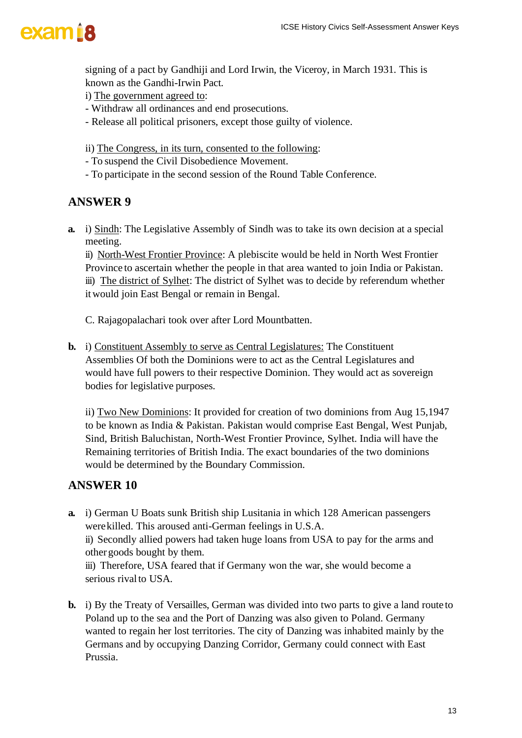signing of a pact by Gandhiji and Lord Irwin, the Viceroy, in March 1931. This is known as the Gandhi-Irwin Pact.

i) The government agreed to:

- Withdraw all ordinances and end prosecutions.
- Release all political prisoners, except those guilty of violence.

ii) The Congress, in its turn, consented to the following:

- To suspend the Civil Disobedience Movement.
- To participate in the second session of the Round Table Conference.

## ANSWER 9

**a.** i) Sindh: The Legislative Assembly of Sindh was to take its own decision at a special meeting.

ii) North-West Frontier Province: A plebiscite would be held in North West Frontier Province to ascertain whether the people in that area wanted to join India or Pakistan.

iii) The district of Sylhet: The district of Sylhet was to decide by referendum whether it would join East Bengal or remain in Bengal.

C. Rajagopalachari took over after Lord Mountbatten.

**b.** i) Constituent Assembly to serve as Central Legislatures: The Constituent Assemblies Of both the Dominions were to act as the Central Legislatures and would have full powers to their respective Dominion. They would act as sovereign bodies for legislative purposes.

ii) Two New Dominions: It provided for creation of two dominions from Aug 15,1947 to be known as India & Pakistan. Pakistan would comprise East Bengal, West Punjab, Sind, British Baluchistan, North-West Frontier Province, Sylhet. India will have the Remaining territories of British India. The exact boundaries of the two dominions would be determined by the Boundary Commission.

## ANSWER 10

**a.** i) German U Boats sunk British ship Lusitania in which 128 American passengers were killed. This aroused anti-German feelings in U.S.A.

ii) Secondly allied powers had taken huge loans from USA to pay for the arms and other goods bought by them.

iii) Therefore, USA feared that if Germany won the war, she would become a serious rival to USA.

**b.** i) By the Treaty of Versailles, German was divided into two parts to give a land route to Poland up to the sea and the Port of Danzing was also given to Poland. Germany wanted to regain her lost territories. The city of Danzing was inhabited mainly by the Germans and by occupying Danzing Corridor, Germany could connect with East Prussia.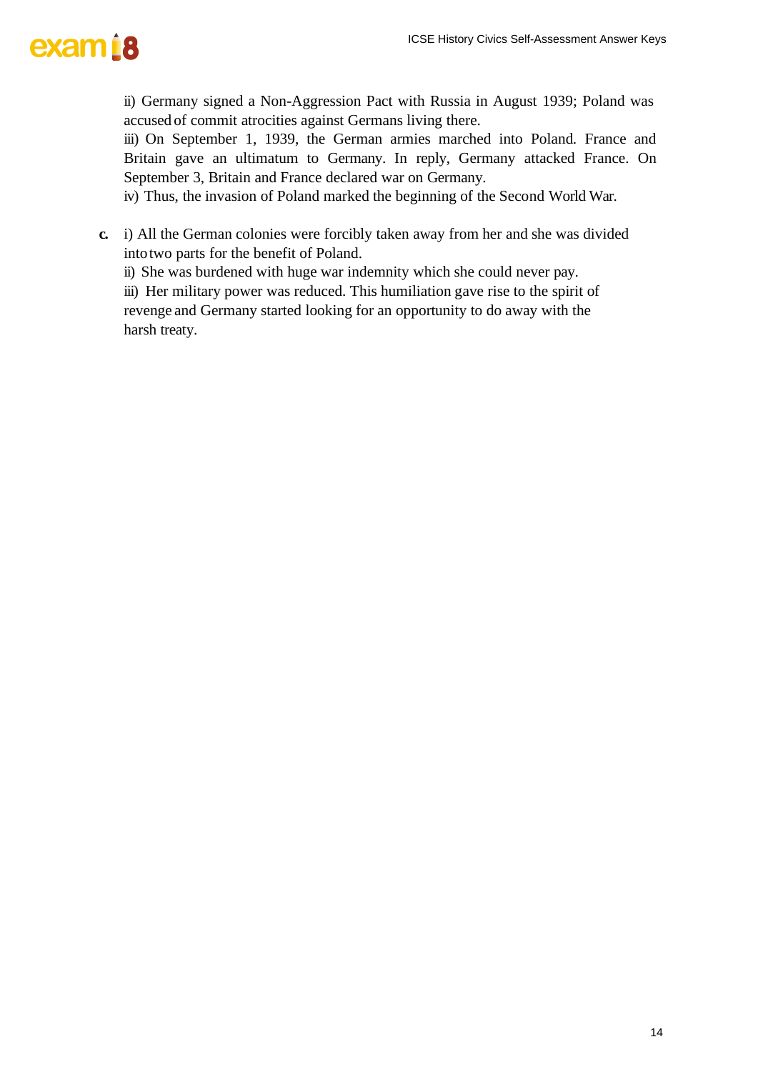ii) Germany signed a Non-Aggression Pact with Russia in August 1939; Poland was accused of commit atrocities against Germans living there.

iii) On September 1, 1939, the German armies marched into Poland. France and Britain gave an ultimatum to Germany. In reply, Germany attacked France. On September 3, Britain and France declared war on Germany.

iv) Thus, the invasion of Poland marked the beginning of the Second World War.

**c.** i) All the German colonies were forcibly taken away from her and she was divided into two parts for the benefit of Poland.

ii) She was burdened with huge war indemnity which she could never pay.

iii) Her military power was reduced. This humiliation gave rise to the spirit of revenge and Germany started looking for an opportunity to do away with the harsh treaty.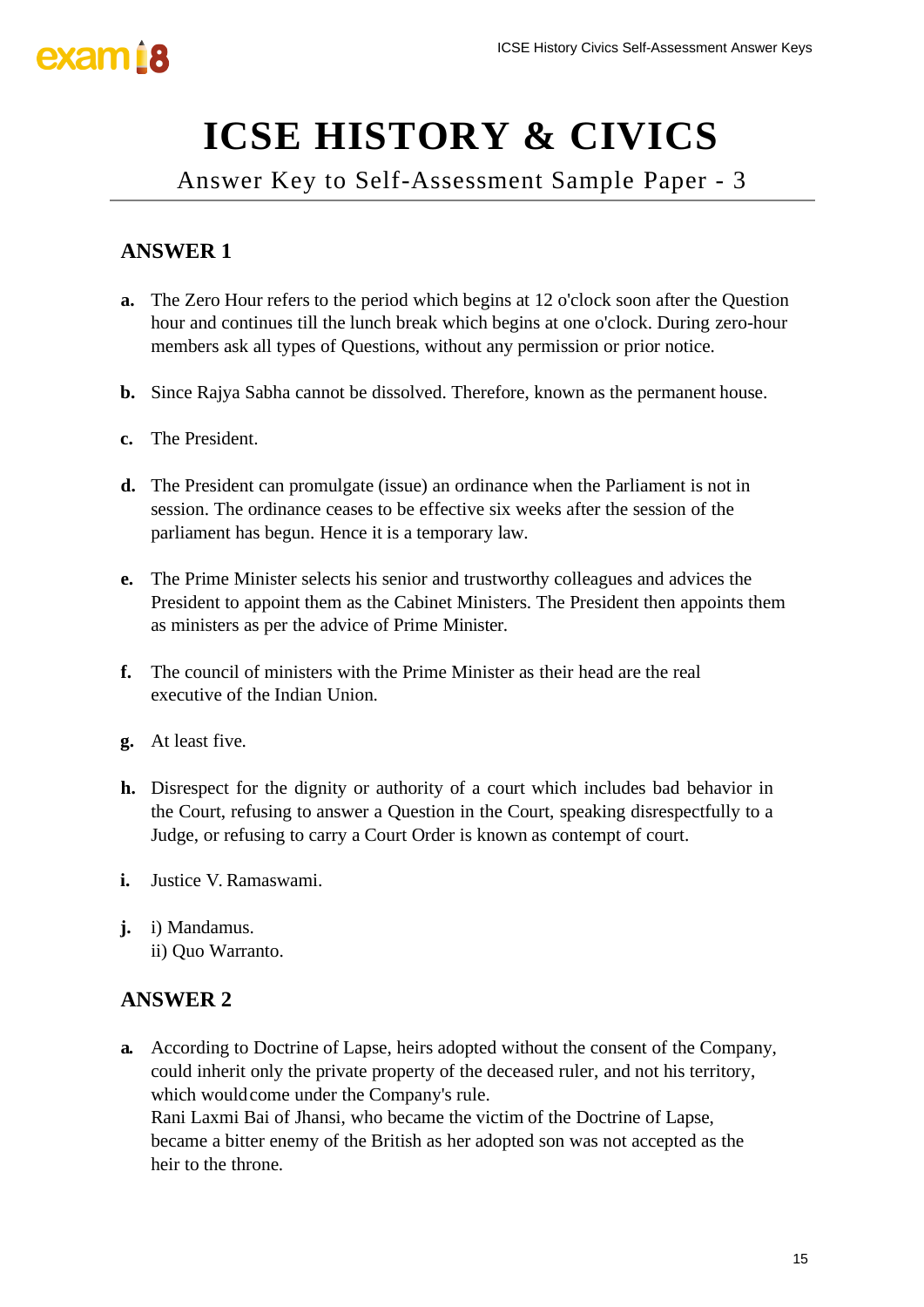# ICSE HISTORY & CIVICS

Answer Key to Self-Assessment Sample Paper - 3

## ANSWER 1

**a.** The Zero Hour refers to the period which begins at 12 o'clock soon after the Question hour and continues till the lunch break which begins at one o'clock. During zero-hour members ask all types of Questions, without any permission or prior notice.

**b.** Since Rajya Sabha cannot be dissolved. Therefore, known as the permanent house.

**c.** The President.

**d.** The President can promulgate (issue) an ordinance when the Parliament is not in session. The ordinance ceases to be effective six weeks after the session of the parliament has begun. Hence it is a temporary law.

**e.** The Prime Minister selects his senior and trustworthy colleagues and advices the President to appoint them as the Cabinet Ministers. The President then appoints them as ministers as per the advice of Prime Minister.

**f.** The council of ministers with the Prime Minister as their head are the real executive of the Indian Union.

**g.** At least five.

**h.** Disrespect for the dignity or authority of a court which includes bad behavior in the Court, refusing to answer a Question in the Court, speaking disrespectfully to a Judge, or refusing to carry a Court Order is known as contempt of court.

**i.** Justice V. Ramaswami.

**j.** i) Mandamus.
ii) Quo Warranto.

## ANSWER 2

**a.** According to Doctrine of Lapse, heirs adopted without the consent of the Company, could inherit only the private property of the deceased ruler, and not his territory, which would come under the Company's rule.
Rani Laxmi Bai of Jhansi, who became the victim of the Doctrine of Lapse, became a bitter enemy of the British as her adopted son was not accepted as the heir to the throne.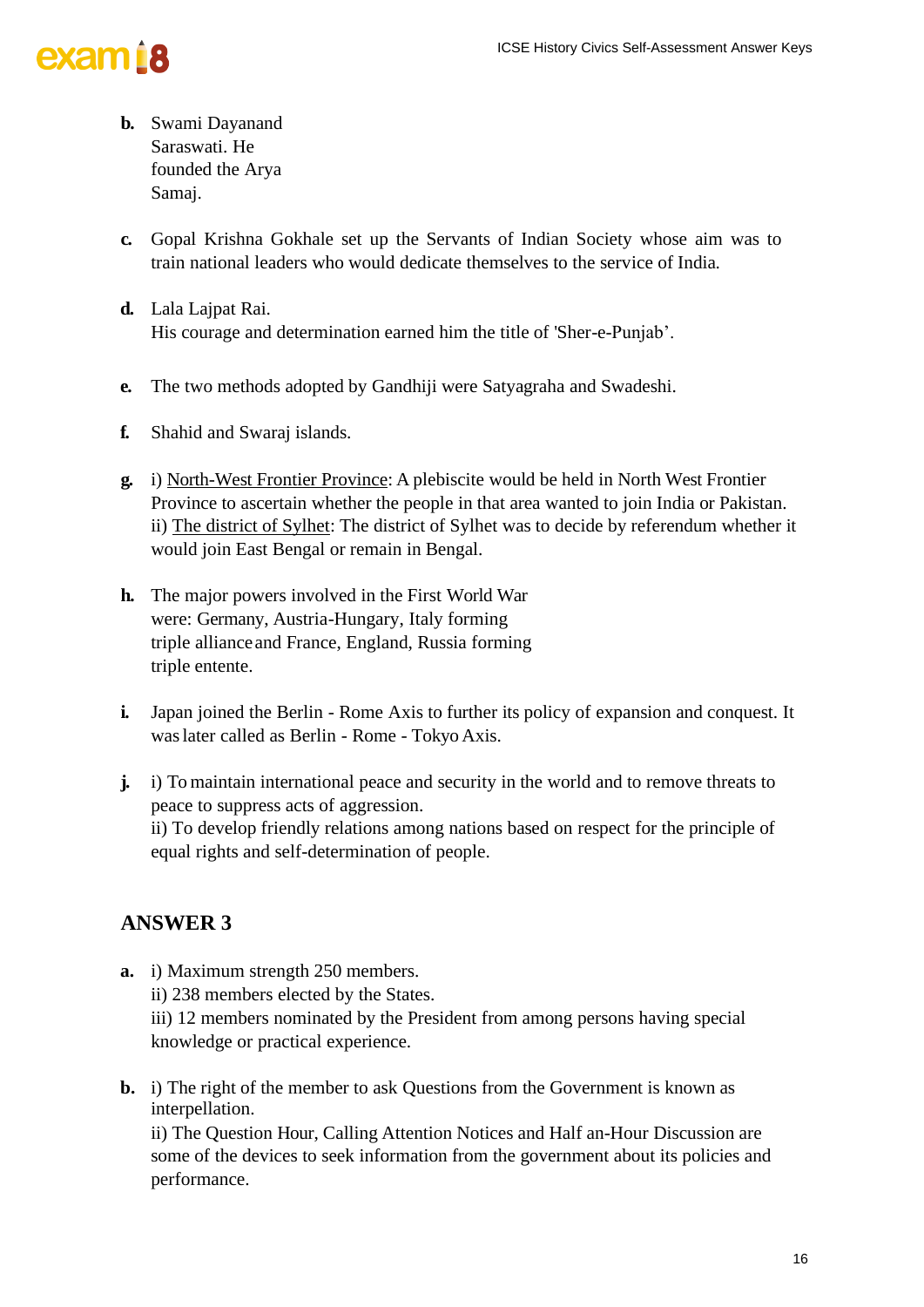**b.** Swami Dayanand Saraswati. He founded the Arya Samaj.

**c.** Gopal Krishna Gokhale set up the Servants of Indian Society whose aim was to train national leaders who would dedicate themselves to the service of India.

**d.** Lala Lajpat Rai.
His courage and determination earned him the title of 'Sher-e-Punjab'.

**e.** The two methods adopted by Gandhiji were Satyagraha and Swadeshi.

**f.** Shahid and Swaraj islands.

**g.** i) <u>North-West Frontier Province</u>: A plebiscite would be held in North West Frontier Province to ascertain whether the people in that area wanted to join India or Pakistan.
ii) <u>The district of Sylhet</u>: The district of Sylhet was to decide by referendum whether it would join East Bengal or remain in Bengal.

**h.** The major powers involved in the First World War were: Germany, Austria-Hungary, Italy forming triple alliance and France, England, Russia forming triple entente.

**i.** Japan joined the Berlin - Rome Axis to further its policy of expansion and conquest. It was later called as Berlin - Rome - Tokyo Axis.

**j.** i) To maintain international peace and security in the world and to remove threats to peace to suppress acts of aggression.
ii) To develop friendly relations among nations based on respect for the principle of equal rights and self-determination of people.

## ANSWER 3

**a.** i) Maximum strength 250 members.
ii) 238 members elected by the States.
iii) 12 members nominated by the President from among persons having special knowledge or practical experience.

**b.** i) The right of the member to ask Questions from the Government is known as interpellation.
ii) The Question Hour, Calling Attention Notices and Half an-Hour Discussion are some of the devices to seek information from the government about its policies and performance.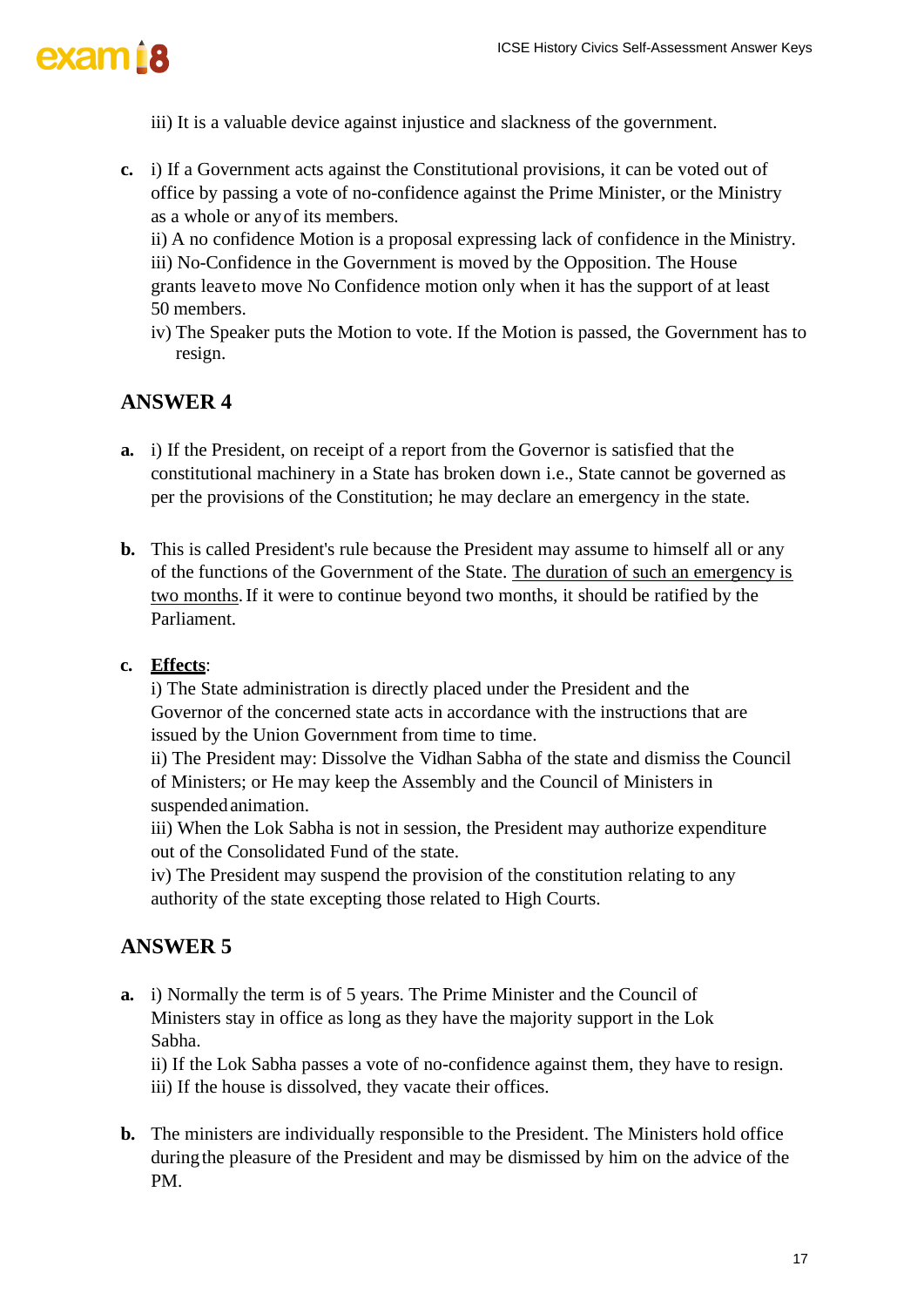iii) It is a valuable device against injustice and slackness of the government.

**c.** i) If a Government acts against the Constitutional provisions, it can be voted out of office by passing a vote of no-confidence against the Prime Minister, or the Ministry as a whole or any of its members.
ii) A no confidence Motion is a proposal expressing lack of confidence in the Ministry.
iii) No-Confidence in the Government is moved by the Opposition. The House grants leave to move No Confidence motion only when it has the support of at least 50 members.
iv) The Speaker puts the Motion to vote. If the Motion is passed, the Government has to resign.

## ANSWER 4

**a.** i) If the President, on receipt of a report from the Governor is satisfied that the constitutional machinery in a State has broken down i.e., State cannot be governed as per the provisions of the Constitution; he may declare an emergency in the state.

**b.** This is called President's rule because the President may assume to himself all or any of the functions of the Government of the State. <u>The duration of such an emergency is two months</u>. If it were to continue beyond two months, it should be ratified by the Parliament.

**c.** **<u>Effects</u>**:
i) The State administration is directly placed under the President and the Governor of the concerned state acts in accordance with the instructions that are issued by the Union Government from time to time.
ii) The President may: Dissolve the Vidhan Sabha of the state and dismiss the Council of Ministers; or He may keep the Assembly and the Council of Ministers in suspended animation.
iii) When the Lok Sabha is not in session, the President may authorize expenditure out of the Consolidated Fund of the state.
iv) The President may suspend the provision of the constitution relating to any authority of the state excepting those related to High Courts.

## ANSWER 5

**a.** i) Normally the term is of 5 years. The Prime Minister and the Council of Ministers stay in office as long as they have the majority support in the Lok Sabha.
ii) If the Lok Sabha passes a vote of no-confidence against them, they have to resign.
iii) If the house is dissolved, they vacate their offices.

**b.** The ministers are individually responsible to the President. The Ministers hold office during the pleasure of the President and may be dismissed by him on the advice of the PM.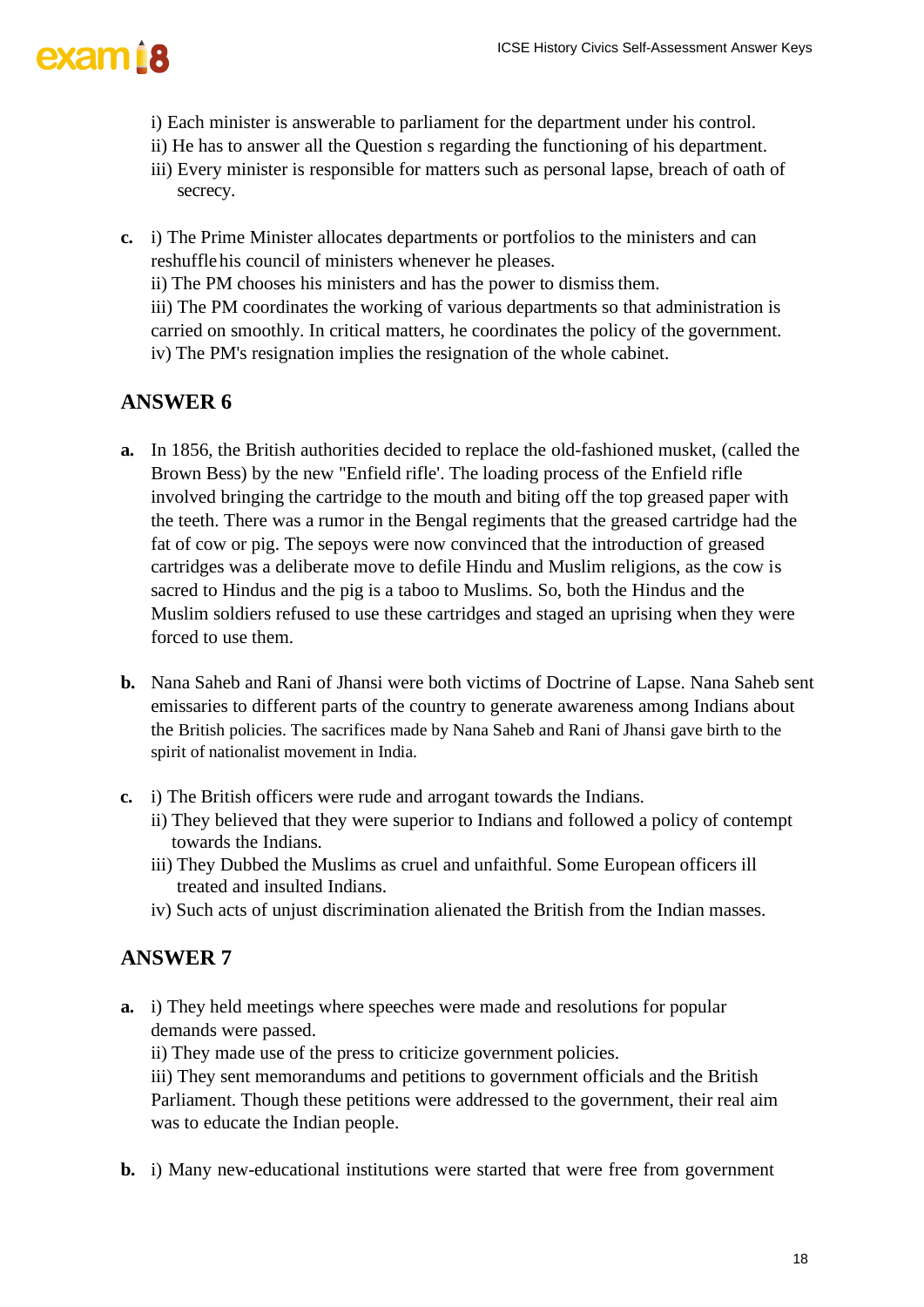i) Each minister is answerable to parliament for the department under his control.
ii) He has to answer all the Question s regarding the functioning of his department.
iii) Every minister is responsible for matters such as personal lapse, breach of oath of secrecy.

**c.** i) The Prime Minister allocates departments or portfolios to the ministers and can reshuffle his council of ministers whenever he pleases.
ii) The PM chooses his ministers and has the power to dismiss them.
iii) The PM coordinates the working of various departments so that administration is carried on smoothly. In critical matters, he coordinates the policy of the government.
iv) The PM's resignation implies the resignation of the whole cabinet.

## ANSWER 6

**a.** In 1856, the British authorities decided to replace the old-fashioned musket, (called the Brown Bess) by the new "Enfield rifle'. The loading process of the Enfield rifle involved bringing the cartridge to the mouth and biting off the top greased paper with the teeth. There was a rumor in the Bengal regiments that the greased cartridge had the fat of cow or pig. The sepoys were now convinced that the introduction of greased cartridges was a deliberate move to defile Hindu and Muslim religions, as the cow is sacred to Hindus and the pig is a taboo to Muslims. So, both the Hindus and the Muslim soldiers refused to use these cartridges and staged an uprising when they were forced to use them.

**b.** Nana Saheb and Rani of Jhansi were both victims of Doctrine of Lapse. Nana Saheb sent emissaries to different parts of the country to generate awareness among Indians about the British policies. The sacrifices made by Nana Saheb and Rani of Jhansi gave birth to the spirit of nationalist movement in India.

**c.** i) The British officers were rude and arrogant towards the Indians.
ii) They believed that they were superior to Indians and followed a policy of contempt towards the Indians.
iii) They Dubbed the Muslims as cruel and unfaithful. Some European officers ill treated and insulted Indians.
iv) Such acts of unjust discrimination alienated the British from the Indian masses.

## ANSWER 7

**a.** i) They held meetings where speeches were made and resolutions for popular demands were passed.
ii) They made use of the press to criticize government policies.
iii) They sent memorandums and petitions to government officials and the British Parliament. Though these petitions were addressed to the government, their real aim was to educate the Indian people.

**b.** i) Many new-educational institutions were started that were free from government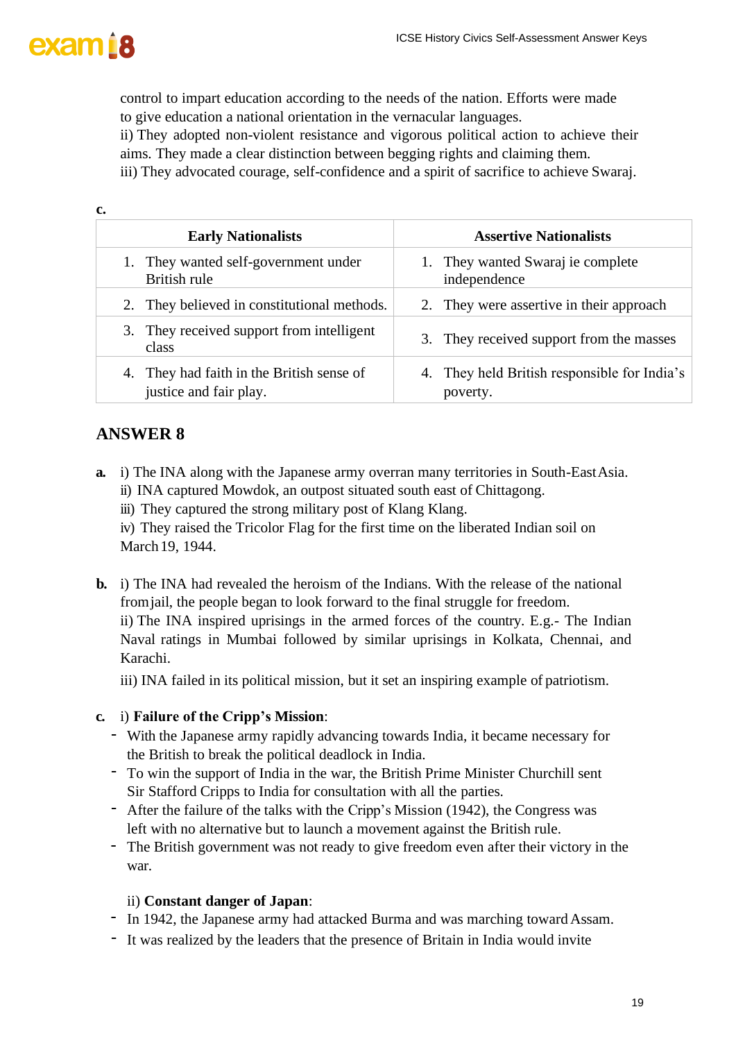control to impart education according to the needs of the nation. Efforts were made to give education a national orientation in the vernacular languages.
ii) They adopted non-violent resistance and vigorous political action to achieve their aims. They made a clear distinction between begging rights and claiming them.
iii) They advocated courage, self-confidence and a spirit of sacrifice to achieve Swaraj.

**c.**

| Early Nationalists | Assertive Nationalists |
|---|---|
| 1. They wanted self-government under British rule | 1. They wanted Swaraj ie complete independence |
| 2. They believed in constitutional methods. | 2. They were assertive in their approach |
| 3. They received support from intelligent class | 3. They received support from the masses |
| 4. They had faith in the British sense of justice and fair play. | 4. They held British responsible for India's poverty. |

## ANSWER 8

**a.** i) The INA along with the Japanese army overran many territories in South-East Asia.
ii) INA captured Mowdok, an outpost situated south east of Chittagong.
iii) They captured the strong military post of Klang Klang.
iv) They raised the Tricolor Flag for the first time on the liberated Indian soil on March 19, 1944.

**b.** i) The INA had revealed the heroism of the Indians. With the release of the national fromjail, the people began to look forward to the final struggle for freedom.
ii) The INA inspired uprisings in the armed forces of the country. E.g.- The Indian Naval ratings in Mumbai followed by similar uprisings in Kolkata, Chennai, and Karachi.
iii) INA failed in its political mission, but it set an inspiring example of patriotism.

**c.** i) **Failure of the Cripp's Mission**:

- With the Japanese army rapidly advancing towards India, it became necessary for the British to break the political deadlock in India.
- To win the support of India in the war, the British Prime Minister Churchill sent Sir Stafford Cripps to India for consultation with all the parties.
- After the failure of the talks with the Cripp's Mission (1942), the Congress was left with no alternative but to launch a movement against the British rule.
- The British government was not ready to give freedom even after their victory in the war.

ii) **Constant danger of Japan**:

- In 1942, the Japanese army had attacked Burma and was marching toward Assam.
- It was realized by the leaders that the presence of Britain in India would invite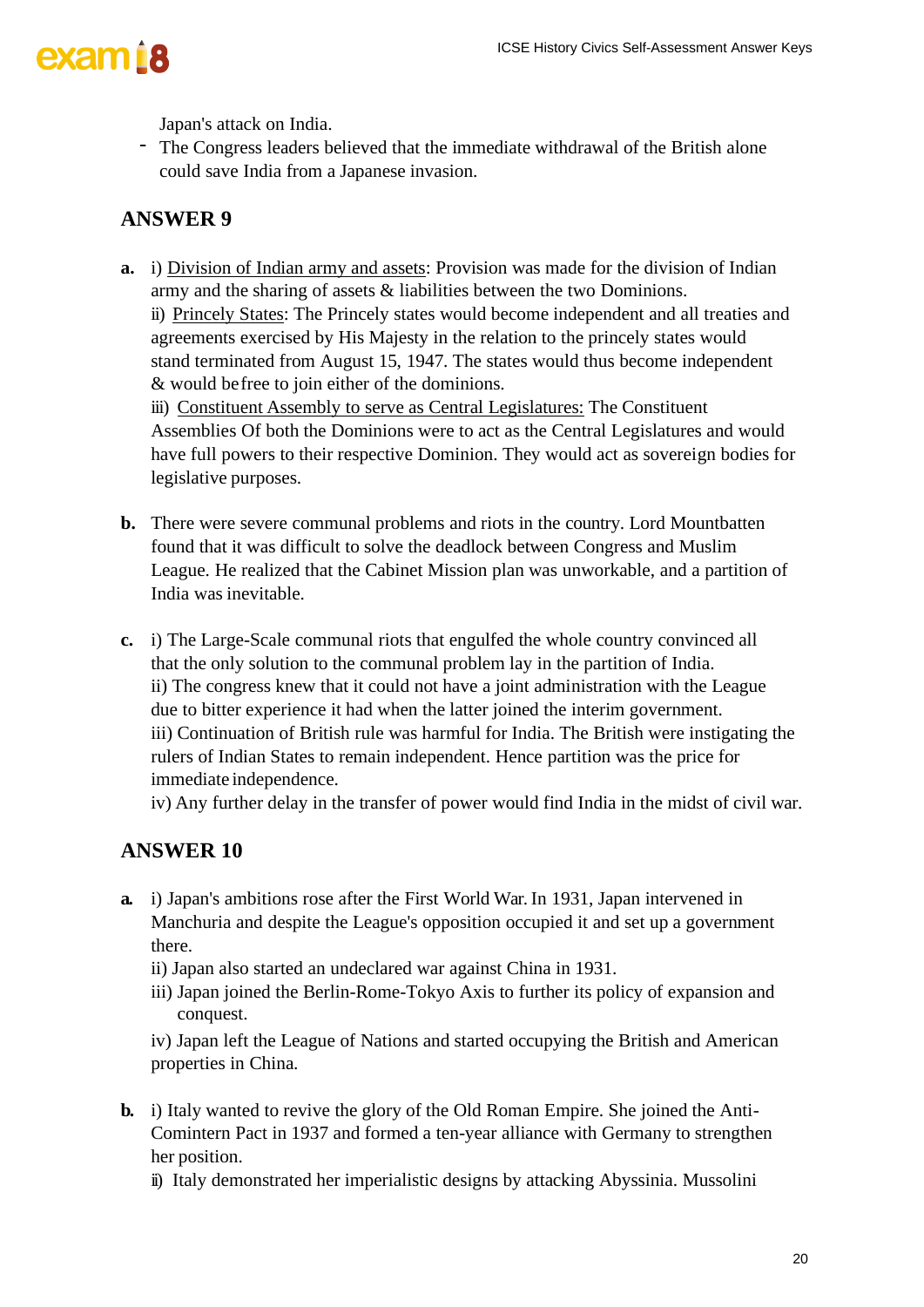Japan's attack on India.

- The Congress leaders believed that the immediate withdrawal of the British alone could save India from a Japanese invasion.

## ANSWER 9

**a.** i) <u>Division of Indian army and assets</u>: Provision was made for the division of Indian army and the sharing of assets & liabilities between the two Dominions.
ii) <u>Princely States</u>: The Princely states would become independent and all treaties and agreements exercised by His Majesty in the relation to the princely states would stand terminated from August 15, 1947. The states would thus become independent & would be free to join either of the dominions.
iii) <u>Constituent Assembly to serve as Central Legislatures:</u> The Constituent Assemblies Of both the Dominions were to act as the Central Legislatures and would have full powers to their respective Dominion. They would act as sovereign bodies for legislative purposes.

**b.** There were severe communal problems and riots in the country. Lord Mountbatten found that it was difficult to solve the deadlock between Congress and Muslim League. He realized that the Cabinet Mission plan was unworkable, and a partition of India was inevitable.

**c.** i) The Large-Scale communal riots that engulfed the whole country convinced all that the only solution to the communal problem lay in the partition of India.
ii) The congress knew that it could not have a joint administration with the League due to bitter experience it had when the latter joined the interim government.
iii) Continuation of British rule was harmful for India. The British were instigating the rulers of Indian States to remain independent. Hence partition was the price for immediate independence.
iv) Any further delay in the transfer of power would find India in the midst of civil war.

## ANSWER 10

**a.** i) Japan's ambitions rose after the First World War. In 1931, Japan intervened in Manchuria and despite the League's opposition occupied it and set up a government there.
ii) Japan also started an undeclared war against China in 1931.
iii) Japan joined the Berlin-Rome-Tokyo Axis to further its policy of expansion and conquest.
iv) Japan left the League of Nations and started occupying the British and American properties in China.

**b.** i) Italy wanted to revive the glory of the Old Roman Empire. She joined the Anti-Comintern Pact in 1937 and formed a ten-year alliance with Germany to strengthen her position.
ii) Italy demonstrated her imperialistic designs by attacking Abyssinia. Mussolini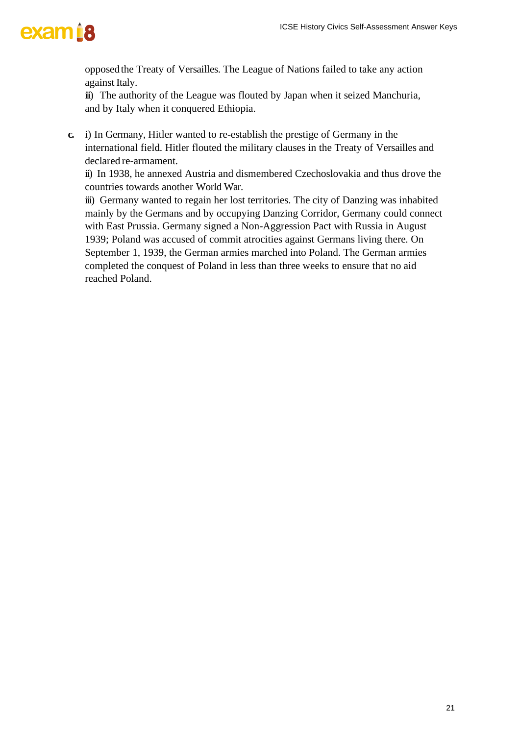opposed the Treaty of Versailles. The League of Nations failed to take any action against Italy.

iii) The authority of the League was flouted by Japan when it seized Manchuria, and by Italy when it conquered Ethiopia.

**c.** i) In Germany, Hitler wanted to re-establish the prestige of Germany in the international field. Hitler flouted the military clauses in the Treaty of Versailles and declared re-armament.

ii) In 1938, he annexed Austria and dismembered Czechoslovakia and thus drove the countries towards another World War.

iii) Germany wanted to regain her lost territories. The city of Danzing was inhabited mainly by the Germans and by occupying Danzing Corridor, Germany could connect with East Prussia. Germany signed a Non-Aggression Pact with Russia in August 1939; Poland was accused of commit atrocities against Germans living there. On September 1, 1939, the German armies marched into Poland. The German armies completed the conquest of Poland in less than three weeks to ensure that no aid reached Poland.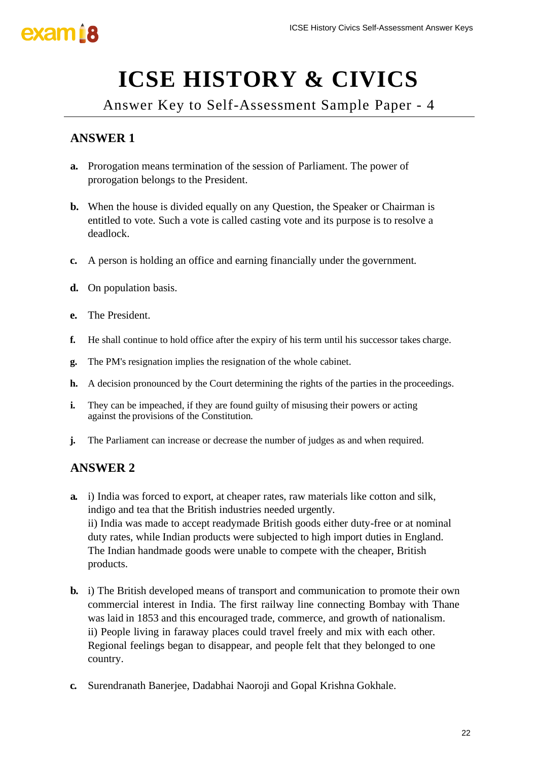# ICSE HISTORY & CIVICS

Answer Key to Self-Assessment Sample Paper - 4

## ANSWER 1

**a.** Prorogation means termination of the session of Parliament. The power of prorogation belongs to the President.

**b.** When the house is divided equally on any Question, the Speaker or Chairman is entitled to vote. Such a vote is called casting vote and its purpose is to resolve a deadlock.

**c.** A person is holding an office and earning financially under the government.

**d.** On population basis.

**e.** The President.

**f.** He shall continue to hold office after the expiry of his term until his successor takes charge.

**g.** The PM's resignation implies the resignation of the whole cabinet.

**h.** A decision pronounced by the Court determining the rights of the parties in the proceedings.

**i.** They can be impeached, if they are found guilty of misusing their powers or acting against the provisions of the Constitution.

**j.** The Parliament can increase or decrease the number of judges as and when required.

## ANSWER 2

**a.** i) India was forced to export, at cheaper rates, raw materials like cotton and silk, indigo and tea that the British industries needed urgently.
ii) India was made to accept readymade British goods either duty-free or at nominal duty rates, while Indian products were subjected to high import duties in England. The Indian handmade goods were unable to compete with the cheaper, British products.

**b.** i) The British developed means of transport and communication to promote their own commercial interest in India. The first railway line connecting Bombay with Thane was laid in 1853 and this encouraged trade, commerce, and growth of nationalism.
ii) People living in faraway places could travel freely and mix with each other. Regional feelings began to disappear, and people felt that they belonged to one country.

**c.** Surendranath Banerjee, Dadabhai Naoroji and Gopal Krishna Gokhale.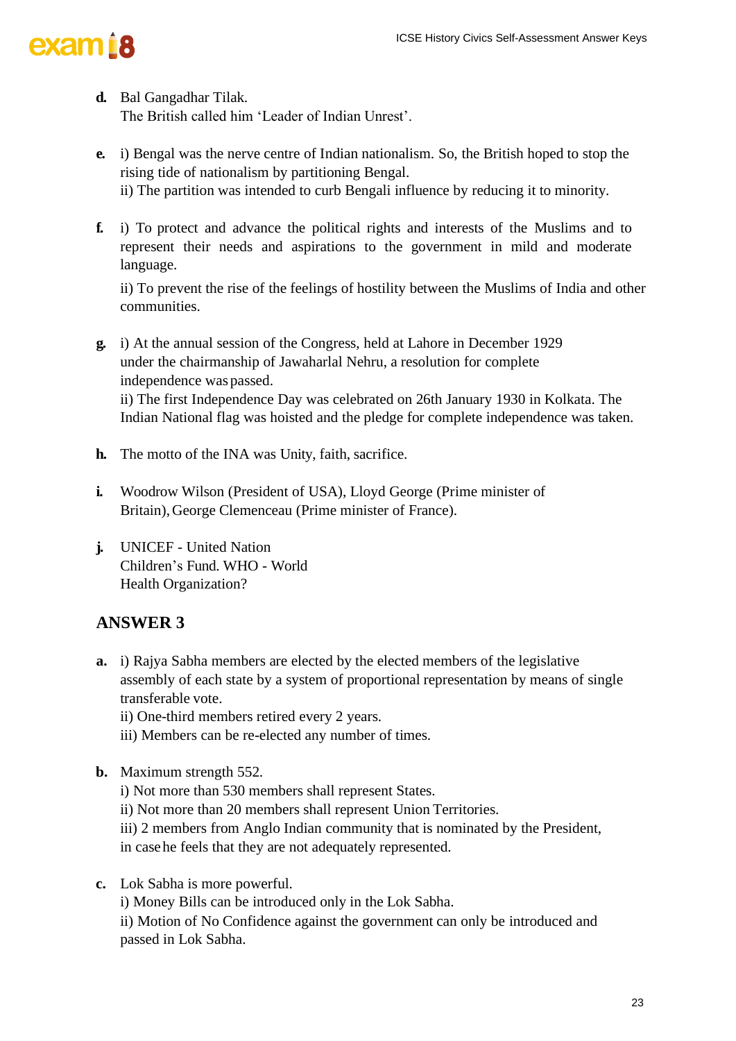**d.** Bal Gangadhar Tilak.
The British called him 'Leader of Indian Unrest'.

**e.** i) Bengal was the nerve centre of Indian nationalism. So, the British hoped to stop the rising tide of nationalism by partitioning Bengal.
ii) The partition was intended to curb Bengali influence by reducing it to minority.

**f.** i) To protect and advance the political rights and interests of the Muslims and to represent their needs and aspirations to the government in mild and moderate language.

ii) To prevent the rise of the feelings of hostility between the Muslims of India and other communities.

**g.** i) At the annual session of the Congress, held at Lahore in December 1929 under the chairmanship of Jawaharlal Nehru, a resolution for complete independence was passed.
ii) The first Independence Day was celebrated on 26th January 1930 in Kolkata. The Indian National flag was hoisted and the pledge for complete independence was taken.

**h.** The motto of the INA was Unity, faith, sacrifice.

**i.** Woodrow Wilson (President of USA), Lloyd George (Prime minister of Britain), George Clemenceau (Prime minister of France).

**j.** UNICEF - United Nation Children's Fund. WHO - World Health Organization?

## ANSWER 3

**a.** i) Rajya Sabha members are elected by the elected members of the legislative assembly of each state by a system of proportional representation by means of single transferable vote.
ii) One-third members retired every 2 years.
iii) Members can be re-elected any number of times.

**b.** Maximum strength 552.
i) Not more than 530 members shall represent States.
ii) Not more than 20 members shall represent Union Territories.
iii) 2 members from Anglo Indian community that is nominated by the President, in case he feels that they are not adequately represented.

**c.** Lok Sabha is more powerful.
i) Money Bills can be introduced only in the Lok Sabha.
ii) Motion of No Confidence against the government can only be introduced and passed in Lok Sabha.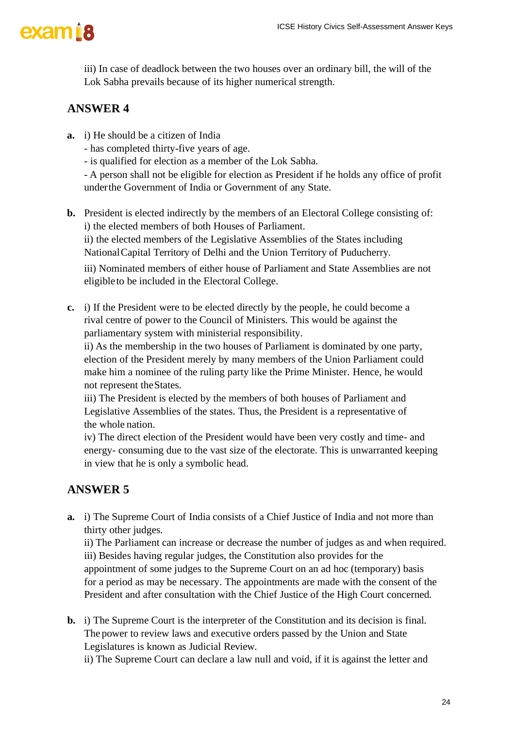iii) In case of deadlock between the two houses over an ordinary bill, the will of the Lok Sabha prevails because of its higher numerical strength.

## ANSWER 4

**a.** i) He should be a citizen of India
- has completed thirty-five years of age.
- is qualified for election as a member of the Lok Sabha.
- A person shall not be eligible for election as President if he holds any office of profit under the Government of India or Government of any State.

**b.** President is elected indirectly by the members of an Electoral College consisting of:
i) the elected members of both Houses of Parliament.
ii) the elected members of the Legislative Assemblies of the States including National Capital Territory of Delhi and the Union Territory of Puducherry.
iii) Nominated members of either house of Parliament and State Assemblies are not eligible to be included in the Electoral College.

**c.** i) If the President were to be elected directly by the people, he could become a rival centre of power to the Council of Ministers. This would be against the parliamentary system with ministerial responsibility.
ii) As the membership in the two houses of Parliament is dominated by one party, election of the President merely by many members of the Union Parliament could make him a nominee of the ruling party like the Prime Minister. Hence, he would not represent the States.
iii) The President is elected by the members of both houses of Parliament and Legislative Assemblies of the states. Thus, the President is a representative of the whole nation.
iv) The direct election of the President would have been very costly and time- and energy- consuming due to the vast size of the electorate. This is unwarranted keeping in view that he is only a symbolic head.

## ANSWER 5

**a.** i) The Supreme Court of India consists of a Chief Justice of India and not more than thirty other judges.
ii) The Parliament can increase or decrease the number of judges as and when required.
iii) Besides having regular judges, the Constitution also provides for the appointment of some judges to the Supreme Court on an ad hoc (temporary) basis for a period as may be necessary. The appointments are made with the consent of the President and after consultation with the Chief Justice of the High Court concerned.

**b.** i) The Supreme Court is the interpreter of the Constitution and its decision is final. The power to review laws and executive orders passed by the Union and State Legislatures is known as Judicial Review.
ii) The Supreme Court can declare a law null and void, if it is against the letter and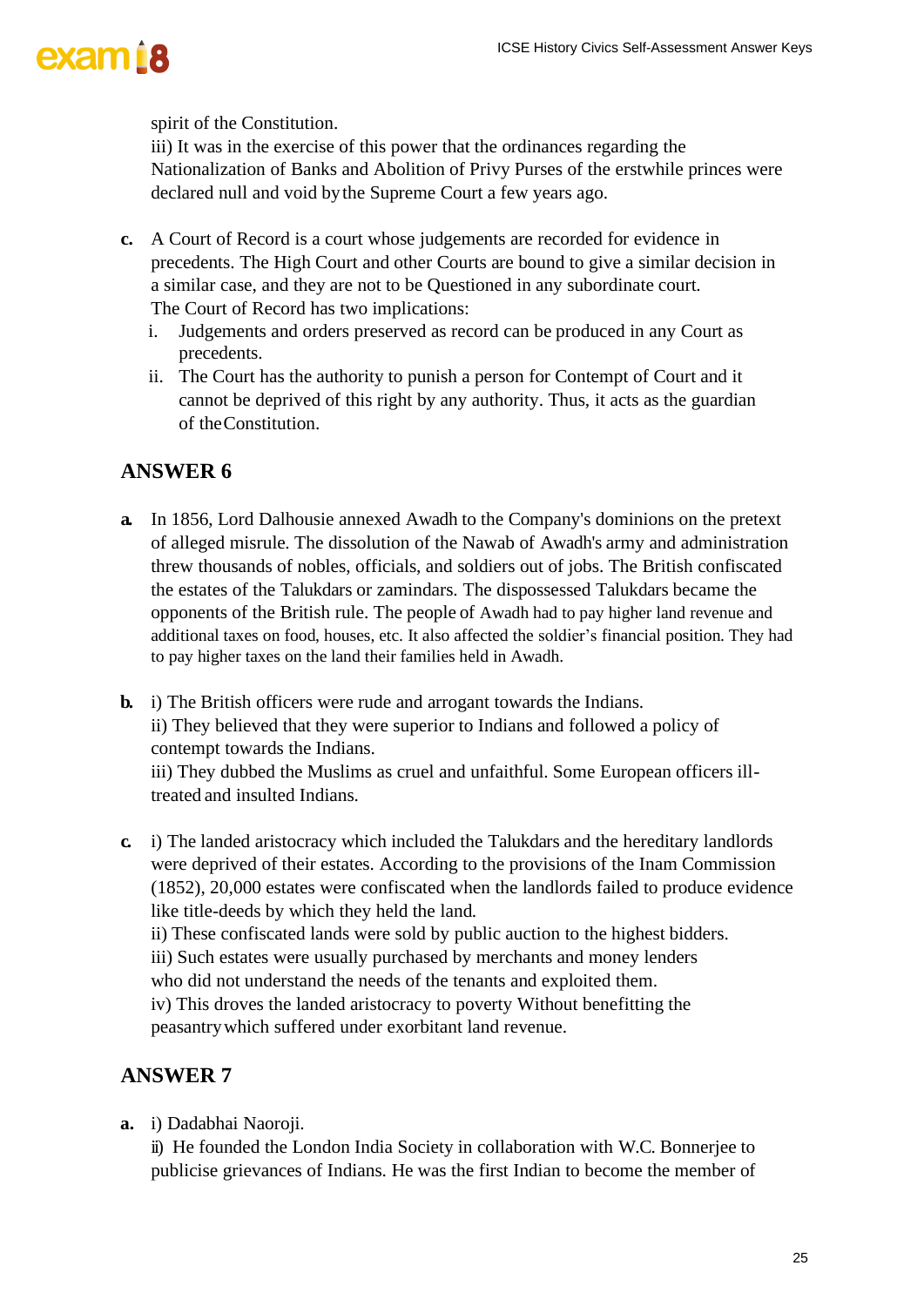spirit of the Constitution.
iii) It was in the exercise of this power that the ordinances regarding the Nationalization of Banks and Abolition of Privy Purses of the erstwhile princes were declared null and void by the Supreme Court a few years ago.

**c.** A Court of Record is a court whose judgements are recorded for evidence in precedents. The High Court and other Courts are bound to give a similar decision in a similar case, and they are not to be Questioned in any subordinate court.
The Court of Record has two implications:

i. Judgements and orders preserved as record can be produced in any Court as precedents.
ii. The Court has the authority to punish a person for Contempt of Court and it cannot be deprived of this right by any authority. Thus, it acts as the guardian of the Constitution.

## ANSWER 6

**a.** In 1856, Lord Dalhousie annexed Awadh to the Company's dominions on the pretext of alleged misrule. The dissolution of the Nawab of Awadh's army and administration threw thousands of nobles, officials, and soldiers out of jobs. The British confiscated the estates of the Talukdars or zamindars. The dispossessed Talukdars became the opponents of the British rule. The people of Awadh had to pay higher land revenue and additional taxes on food, houses, etc. It also affected the soldier's financial position. They had to pay higher taxes on the land their families held in Awadh.

**b.** i) The British officers were rude and arrogant towards the Indians.
ii) They believed that they were superior to Indians and followed a policy of contempt towards the Indians.
iii) They dubbed the Muslims as cruel and unfaithful. Some European officers ill-treated and insulted Indians.

**c.** i) The landed aristocracy which included the Talukdars and the hereditary landlords were deprived of their estates. According to the provisions of the Inam Commission (1852), 20,000 estates were confiscated when the landlords failed to produce evidence like title-deeds by which they held the land.
ii) These confiscated lands were sold by public auction to the highest bidders.
iii) Such estates were usually purchased by merchants and money lenders who did not understand the needs of the tenants and exploited them.
iv) This droves the landed aristocracy to poverty Without benefitting the peasantry which suffered under exorbitant land revenue.

## ANSWER 7

**a.** i) Dadabhai Naoroji.
ii) He founded the London India Society in collaboration with W.C. Bonnerjee to publicise grievances of Indians. He was the first Indian to become the member of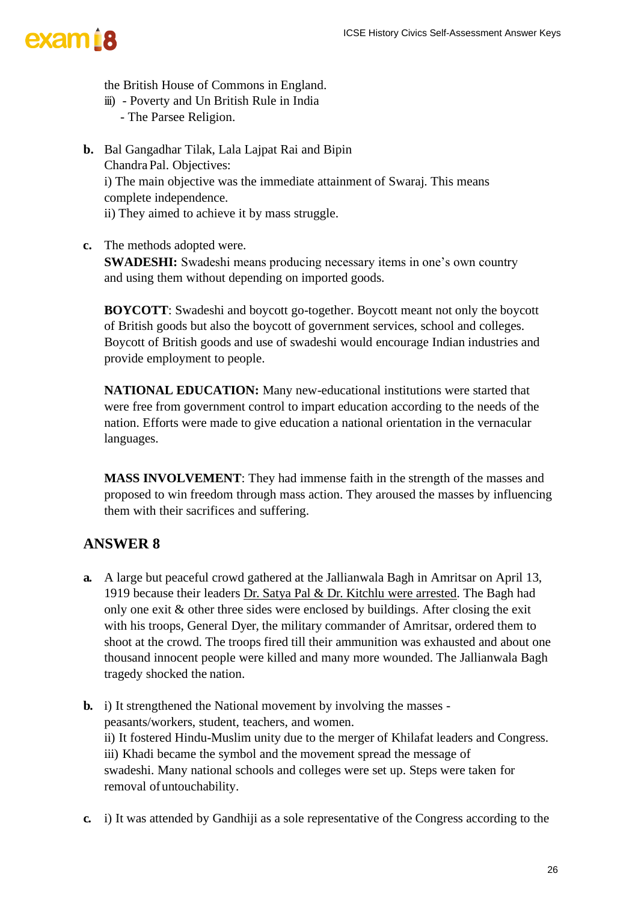the British House of Commons in England.

iii) - Poverty and Un British Rule in India
- The Parsee Religion.

**b.** Bal Gangadhar Tilak, Lala Lajpat Rai and Bipin Chandra Pal. Objectives:
i) The main objective was the immediate attainment of Swaraj. This means complete independence.
ii) They aimed to achieve it by mass struggle.

**c.** The methods adopted were.
**SWADESHI:** Swadeshi means producing necessary items in one's own country and using them without depending on imported goods.

**BOYCOTT**: Swadeshi and boycott go-together. Boycott meant not only the boycott of British goods but also the boycott of government services, school and colleges. Boycott of British goods and use of swadeshi would encourage Indian industries and provide employment to people.

**NATIONAL EDUCATION:** Many new-educational institutions were started that were free from government control to impart education according to the needs of the nation. Efforts were made to give education a national orientation in the vernacular languages.

**MASS INVOLVEMENT**: They had immense faith in the strength of the masses and proposed to win freedom through mass action. They aroused the masses by influencing them with their sacrifices and suffering.

## ANSWER 8

**a.** A large but peaceful crowd gathered at the Jallianwala Bagh in Amritsar on April 13, 1919 because their leaders <u>Dr. Satya Pal & Dr. Kitchlu were arrested</u>. The Bagh had only one exit & other three sides were enclosed by buildings. After closing the exit with his troops, General Dyer, the military commander of Amritsar, ordered them to shoot at the crowd. The troops fired till their ammunition was exhausted and about one thousand innocent people were killed and many more wounded. The Jallianwala Bagh tragedy shocked the nation.

**b.** i) It strengthened the National movement by involving the masses - peasants/workers, student, teachers, and women.
ii) It fostered Hindu-Muslim unity due to the merger of Khilafat leaders and Congress.
iii) Khadi became the symbol and the movement spread the message of swadeshi. Many national schools and colleges were set up. Steps were taken for removal of untouchability.

**c.** i) It was attended by Gandhiji as a sole representative of the Congress according to the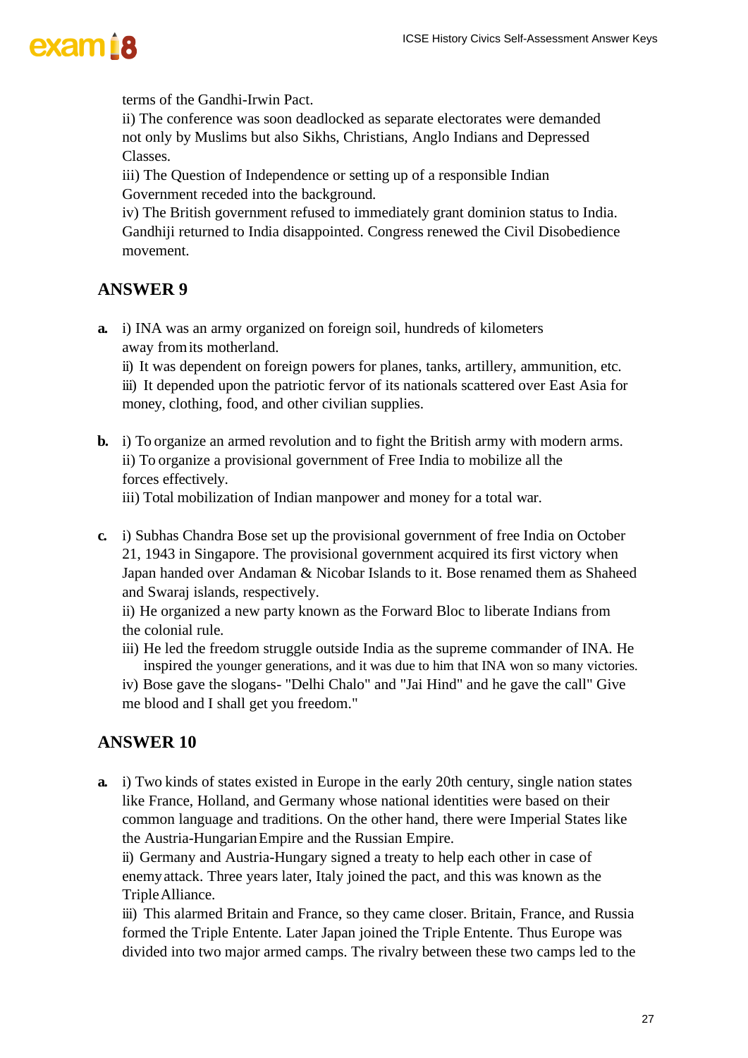terms of the Gandhi-Irwin Pact.

ii) The conference was soon deadlocked as separate electorates were demanded not only by Muslims but also Sikhs, Christians, Anglo Indians and Depressed Classes.

iii) The Question of Independence or setting up of a responsible Indian Government receded into the background.

iv) The British government refused to immediately grant dominion status to India. Gandhiji returned to India disappointed. Congress renewed the Civil Disobedience movement.

## ANSWER 9

**a.** i) INA was an army organized on foreign soil, hundreds of kilometers away from its motherland.

ii) It was dependent on foreign powers for planes, tanks, artillery, ammunition, etc.

iii) It depended upon the patriotic fervor of its nationals scattered over East Asia for money, clothing, food, and other civilian supplies.

**b.** i) To organize an armed revolution and to fight the British army with modern arms.

ii) To organize a provisional government of Free India to mobilize all the forces effectively.

iii) Total mobilization of Indian manpower and money for a total war.

**c.** i) Subhas Chandra Bose set up the provisional government of free India on October 21, 1943 in Singapore. The provisional government acquired its first victory when Japan handed over Andaman & Nicobar Islands to it. Bose renamed them as Shaheed and Swaraj islands, respectively.

ii) He organized a new party known as the Forward Bloc to liberate Indians from the colonial rule.

iii) He led the freedom struggle outside India as the supreme commander of INA. He inspired the younger generations, and it was due to him that INA won so many victories.

iv) Bose gave the slogans- "Delhi Chalo" and "Jai Hind" and he gave the call" Give me blood and I shall get you freedom."

## ANSWER 10

**a.** i) Two kinds of states existed in Europe in the early 20th century, single nation states like France, Holland, and Germany whose national identities were based on their common language and traditions. On the other hand, there were Imperial States like the Austria-Hungarian Empire and the Russian Empire.

ii) Germany and Austria-Hungary signed a treaty to help each other in case of enemy attack. Three years later, Italy joined the pact, and this was known as the Triple Alliance.

iii) This alarmed Britain and France, so they came closer. Britain, France, and Russia formed the Triple Entente. Later Japan joined the Triple Entente. Thus Europe was divided into two major armed camps. The rivalry between these two camps led to the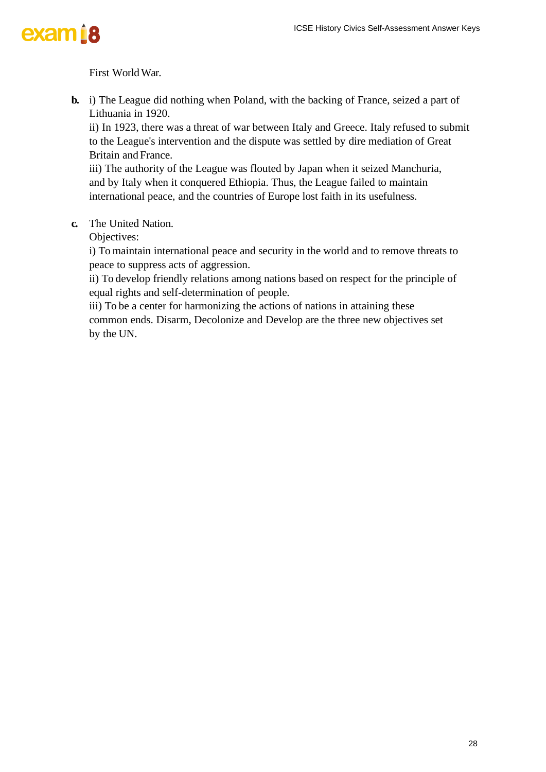First World War.

**b.** i) The League did nothing when Poland, with the backing of France, seized a part of Lithuania in 1920.
ii) In 1923, there was a threat of war between Italy and Greece. Italy refused to submit to the League's intervention and the dispute was settled by dire mediation of Great Britain and France.
iii) The authority of the League was flouted by Japan when it seized Manchuria, and by Italy when it conquered Ethiopia. Thus, the League failed to maintain international peace, and the countries of Europe lost faith in its usefulness.

**c.** The United Nation.
Objectives:
i) To maintain international peace and security in the world and to remove threats to peace to suppress acts of aggression.
ii) To develop friendly relations among nations based on respect for the principle of equal rights and self-determination of people.
iii) To be a center for harmonizing the actions of nations in attaining these common ends. Disarm, Decolonize and Develop are the three new objectives set by the UN.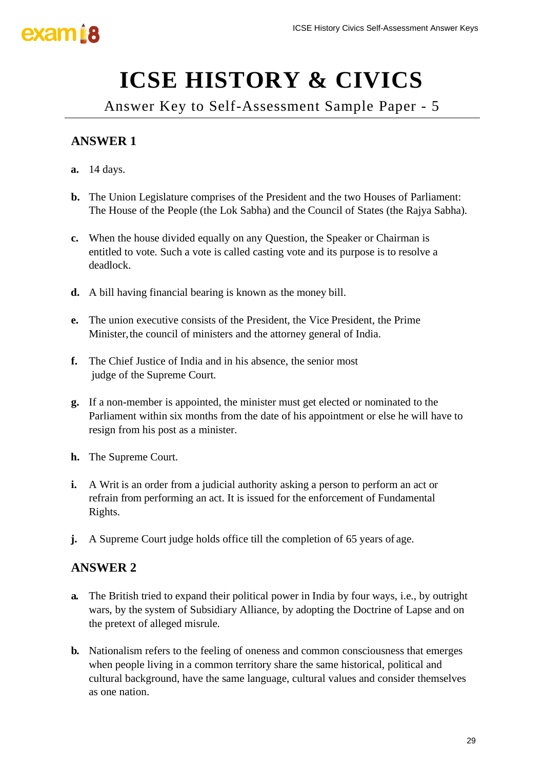# ICSE HISTORY & CIVICS

Answer Key to Self-Assessment Sample Paper - 5

## ANSWER 1

**a.** 14 days.

**b.** The Union Legislature comprises of the President and the two Houses of Parliament: The House of the People (the Lok Sabha) and the Council of States (the Rajya Sabha).

**c.** When the house divided equally on any Question, the Speaker or Chairman is entitled to vote. Such a vote is called casting vote and its purpose is to resolve a deadlock.

**d.** A bill having financial bearing is known as the money bill.

**e.** The union executive consists of the President, the Vice President, the Prime Minister, the council of ministers and the attorney general of India.

**f.** The Chief Justice of India and in his absence, the senior most judge of the Supreme Court.

**g.** If a non-member is appointed, the minister must get elected or nominated to the Parliament within six months from the date of his appointment or else he will have to resign from his post as a minister.

**h.** The Supreme Court.

**i.** A Writ is an order from a judicial authority asking a person to perform an act or refrain from performing an act. It is issued for the enforcement of Fundamental Rights.

**j.** A Supreme Court judge holds office till the completion of 65 years of age.

## ANSWER 2

**a.** The British tried to expand their political power in India by four ways, i.e., by outright wars, by the system of Subsidiary Alliance, by adopting the Doctrine of Lapse and on the pretext of alleged misrule.

**b.** Nationalism refers to the feeling of oneness and common consciousness that emerges when people living in a common territory share the same historical, political and cultural background, have the same language, cultural values and consider themselves as one nation.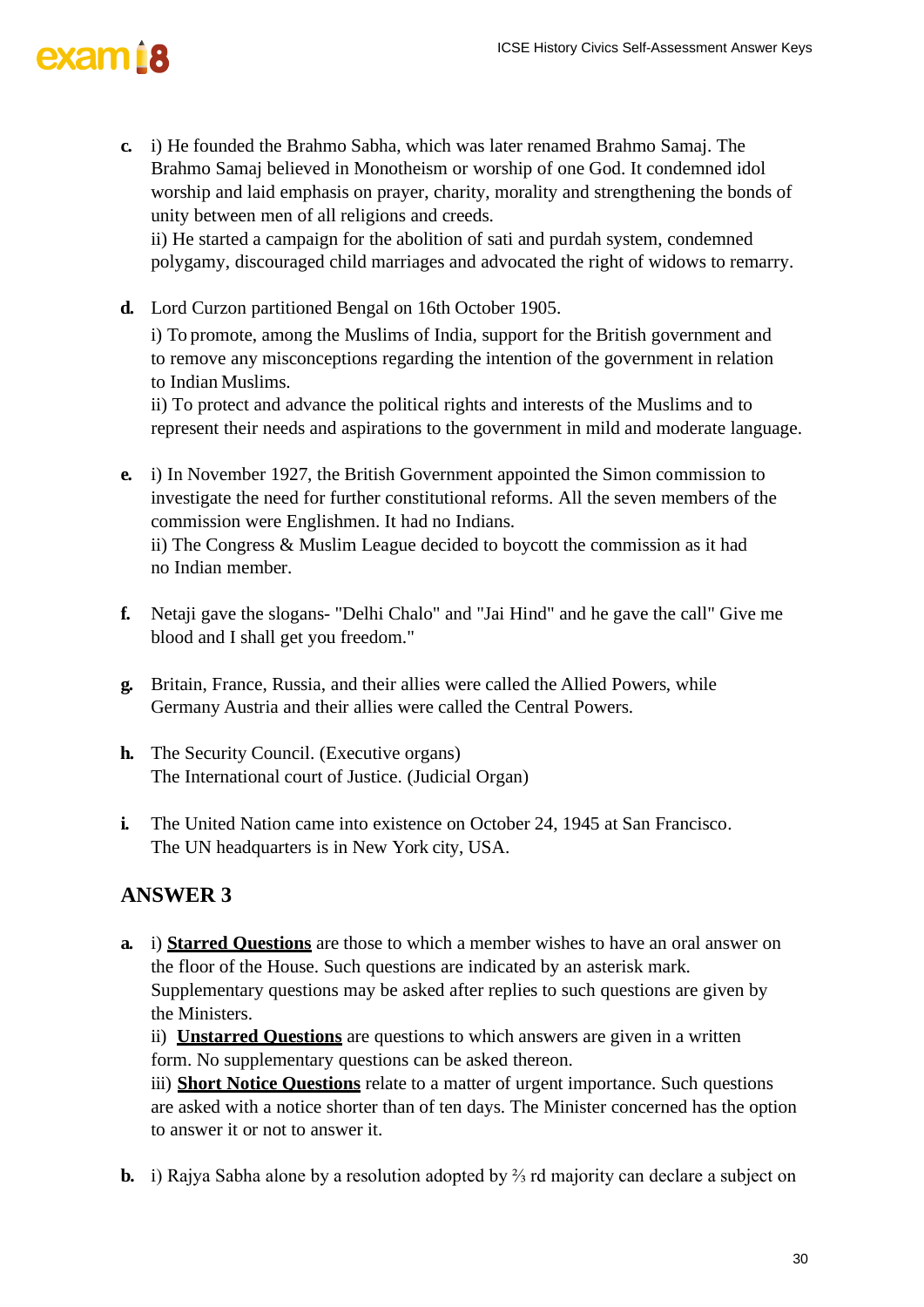**c.** i) He founded the Brahmo Sabha, which was later renamed Brahmo Samaj. The Brahmo Samaj believed in Monotheism or worship of one God. It condemned idol worship and laid emphasis on prayer, charity, morality and strengthening the bonds of unity between men of all religions and creeds.
ii) He started a campaign for the abolition of sati and purdah system, condemned polygamy, discouraged child marriages and advocated the right of widows to remarry.

**d.** Lord Curzon partitioned Bengal on 16th October 1905.
i) To promote, among the Muslims of India, support for the British government and to remove any misconceptions regarding the intention of the government in relation to Indian Muslims.
ii) To protect and advance the political rights and interests of the Muslims and to represent their needs and aspirations to the government in mild and moderate language.

**e.** i) In November 1927, the British Government appointed the Simon commission to investigate the need for further constitutional reforms. All the seven members of the commission were Englishmen. It had no Indians.
ii) The Congress & Muslim League decided to boycott the commission as it had no Indian member.

**f.** Netaji gave the slogans- "Delhi Chalo" and "Jai Hind" and he gave the call" Give me blood and I shall get you freedom."

**g.** Britain, France, Russia, and their allies were called the Allied Powers, while Germany Austria and their allies were called the Central Powers.

**h.** The Security Council. (Executive organs)
The International court of Justice. (Judicial Organ)

**i.** The United Nation came into existence on October 24, 1945 at San Francisco.
The UN headquarters is in New York city, USA.

## ANSWER 3

**a.** i) **Starred Questions** are those to which a member wishes to have an oral answer on the floor of the House. Such questions are indicated by an asterisk mark. Supplementary questions may be asked after replies to such questions are given by the Ministers.
ii) **Unstarred Questions** are questions to which answers are given in a written form. No supplementary questions can be asked thereon.
iii) **Short Notice Questions** relate to a matter of urgent importance. Such questions are asked with a notice shorter than of ten days. The Minister concerned has the option to answer it or not to answer it.

**b.** i) Rajya Sabha alone by a resolution adopted by ⅔ rd majority can declare a subject on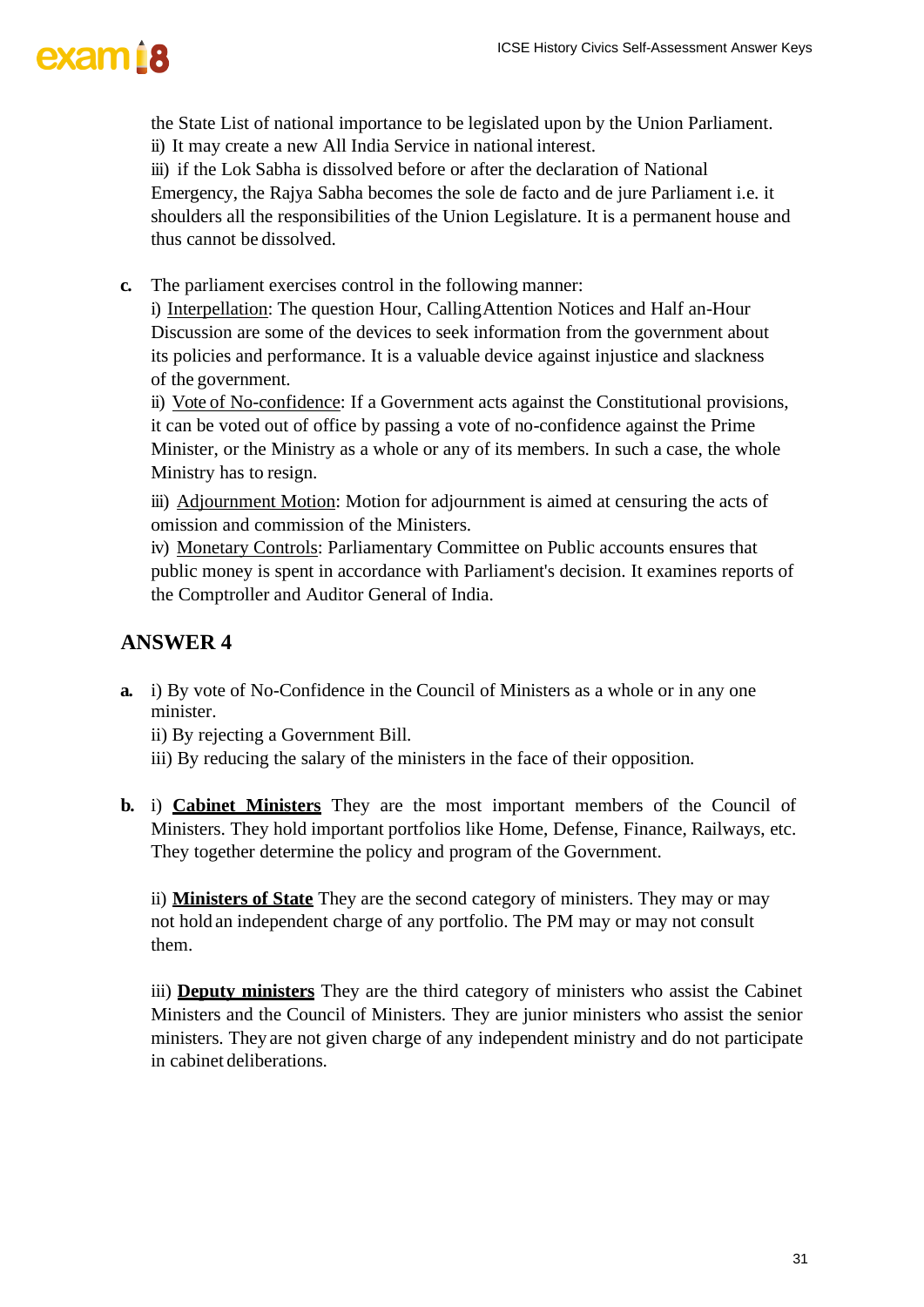the State List of national importance to be legislated upon by the Union Parliament.
ii) It may create a new All India Service in national interest.
iii) if the Lok Sabha is dissolved before or after the declaration of National Emergency, the Rajya Sabha becomes the sole de facto and de jure Parliament i.e. it shoulders all the responsibilities of the Union Legislature. It is a permanent house and thus cannot be dissolved.

**c.** The parliament exercises control in the following manner:
i) Interpellation: The question Hour, Calling Attention Notices and Half an-Hour Discussion are some of the devices to seek information from the government about its policies and performance. It is a valuable device against injustice and slackness of the government.
ii) Vote of No-confidence: If a Government acts against the Constitutional provisions, it can be voted out of office by passing a vote of no-confidence against the Prime Minister, or the Ministry as a whole or any of its members. In such a case, the whole Ministry has to resign.
iii) Adjournment Motion: Motion for adjournment is aimed at censuring the acts of omission and commission of the Ministers.
iv) Monetary Controls: Parliamentary Committee on Public accounts ensures that public money is spent in accordance with Parliament's decision. It examines reports of the Comptroller and Auditor General of India.

## ANSWER 4

**a.** i) By vote of No-Confidence in the Council of Ministers as a whole or in any one minister.
ii) By rejecting a Government Bill.
iii) By reducing the salary of the ministers in the face of their opposition.

**b.** i) **Cabinet Ministers** They are the most important members of the Council of Ministers. They hold important portfolios like Home, Defense, Finance, Railways, etc. They together determine the policy and program of the Government.

ii) **Ministers of State** They are the second category of ministers. They may or may not hold an independent charge of any portfolio. The PM may or may not consult them.

iii) **Deputy ministers** They are the third category of ministers who assist the Cabinet Ministers and the Council of Ministers. They are junior ministers who assist the senior ministers. They are not given charge of any independent ministry and do not participate in cabinet deliberations.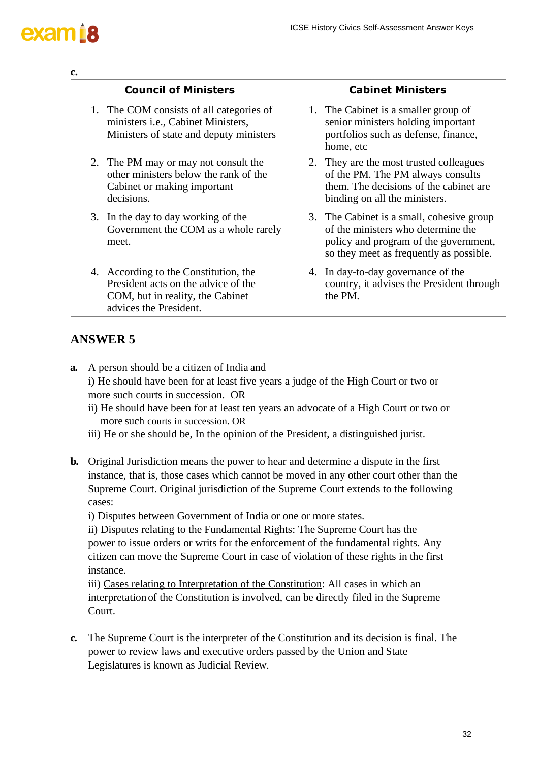**c.**

| Council of Ministers | Cabinet Ministers |
|---|---|
| 1. The COM consists of all categories of ministers i.e., Cabinet Ministers, Ministers of state and deputy ministers | 1. The Cabinet is a smaller group of senior ministers holding important portfolios such as defense, finance, home, etc |
| 2. The PM may or may not consult the other ministers below the rank of the Cabinet or making important decisions. | 2. They are the most trusted colleagues of the PM. The PM always consults them. The decisions of the cabinet are binding on all the ministers. |
| 3. In the day to day working of the Government the COM as a whole rarely meet. | 3. The Cabinet is a small, cohesive group of the ministers who determine the policy and program of the government, so they meet as frequently as possible. |
| 4. According to the Constitution, the President acts on the advice of the COM, but in reality, the Cabinet advices the President. | 4. In day-to-day governance of the country, it advises the President through the PM. |

## ANSWER 5

**a.** A person should be a citizen of India and
i) He should have been for at least five years a judge of the High Court or two or more such courts in succession. OR
ii) He should have been for at least ten years an advocate of a High Court or two or more such courts in succession. OR
iii) He or she should be, In the opinion of the President, a distinguished jurist.

**b.** Original Jurisdiction means the power to hear and determine a dispute in the first instance, that is, those cases which cannot be moved in any other court other than the Supreme Court. Original jurisdiction of the Supreme Court extends to the following cases:
i) Disputes between Government of India or one or more states.
ii) Disputes relating to the Fundamental Rights: The Supreme Court has the power to issue orders or writs for the enforcement of the fundamental rights. Any citizen can move the Supreme Court in case of violation of these rights in the first instance.
iii) Cases relating to Interpretation of the Constitution: All cases in which an interpretation of the Constitution is involved, can be directly filed in the Supreme Court.

**c.** The Supreme Court is the interpreter of the Constitution and its decision is final. The power to review laws and executive orders passed by the Union and State Legislatures is known as Judicial Review.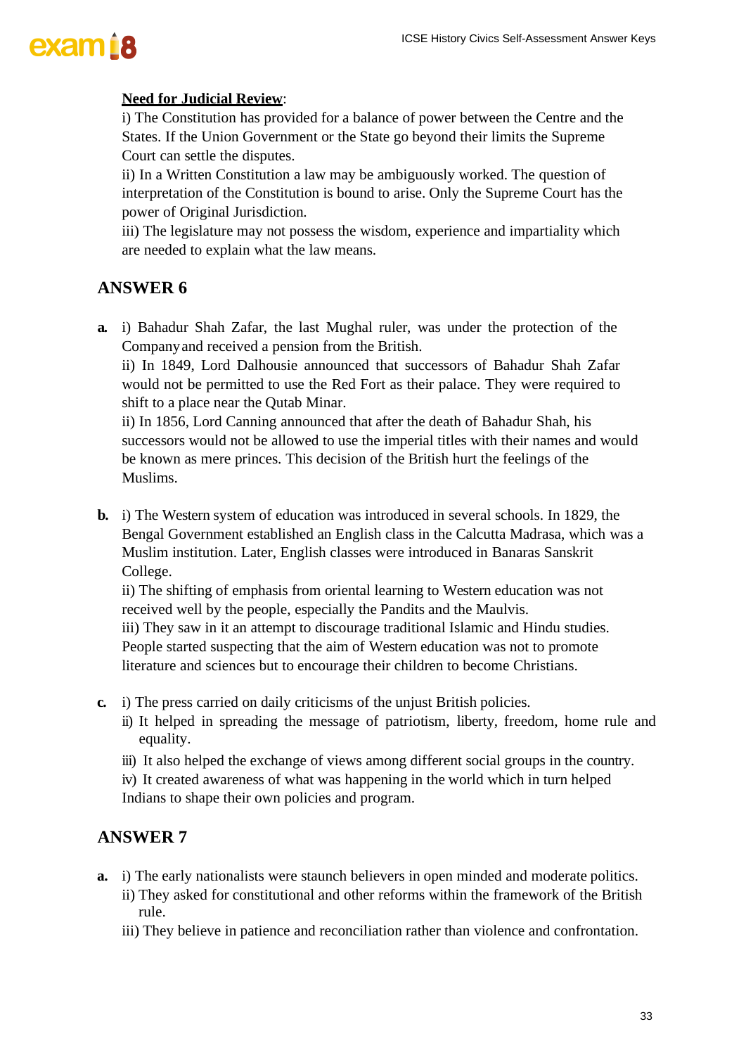<u>**Need for Judicial Review**</u>:

i) The Constitution has provided for a balance of power between the Centre and the States. If the Union Government or the State go beyond their limits the Supreme Court can settle the disputes.

ii) In a Written Constitution a law may be ambiguously worked. The question of interpretation of the Constitution is bound to arise. Only the Supreme Court has the power of Original Jurisdiction.

iii) The legislature may not possess the wisdom, experience and impartiality which are needed to explain what the law means.

## ANSWER 6

**a.** i) Bahadur Shah Zafar, the last Mughal ruler, was under the protection of the Company and received a pension from the British.

ii) In 1849, Lord Dalhousie announced that successors of Bahadur Shah Zafar would not be permitted to use the Red Fort as their palace. They were required to shift to a place near the Qutab Minar.

ii) In 1856, Lord Canning announced that after the death of Bahadur Shah, his successors would not be allowed to use the imperial titles with their names and would be known as mere princes. This decision of the British hurt the feelings of the Muslims.

**b.** i) The Western system of education was introduced in several schools. In 1829, the Bengal Government established an English class in the Calcutta Madrasa, which was a Muslim institution. Later, English classes were introduced in Banaras Sanskrit College.

ii) The shifting of emphasis from oriental learning to Western education was not received well by the people, especially the Pandits and the Maulvis.

iii) They saw in it an attempt to discourage traditional Islamic and Hindu studies. People started suspecting that the aim of Western education was not to promote literature and sciences but to encourage their children to become Christians.

**c.** i) The press carried on daily criticisms of the unjust British policies.

ii) It helped in spreading the message of patriotism, liberty, freedom, home rule and equality.

iii) It also helped the exchange of views among different social groups in the country.

iv) It created awareness of what was happening in the world which in turn helped Indians to shape their own policies and program.

## ANSWER 7

**a.** i) The early nationalists were staunch believers in open minded and moderate politics.

ii) They asked for constitutional and other reforms within the framework of the British rule.

iii) They believe in patience and reconciliation rather than violence and confrontation.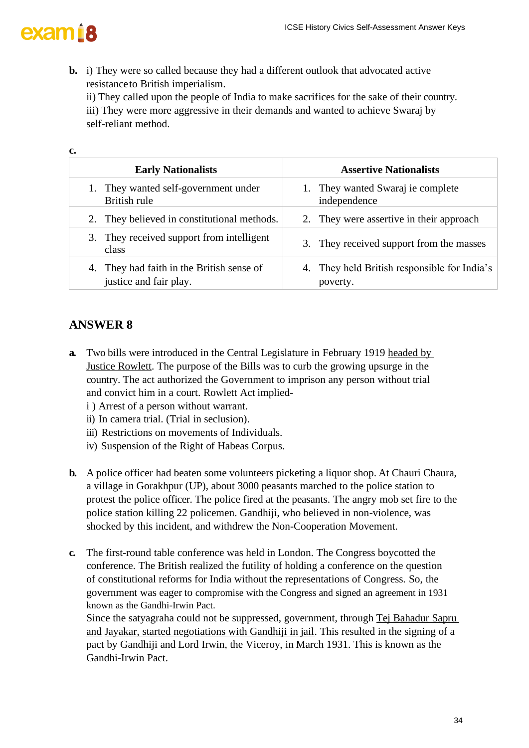**b.** i) They were so called because they had a different outlook that advocated active resistance to British imperialism.
ii) They called upon the people of India to make sacrifices for the sake of their country.
iii) They were more aggressive in their demands and wanted to achieve Swaraj by self-reliant method.

**c.**

| Early Nationalists | Assertive Nationalists |
|---|---|
| 1. They wanted self-government under British rule | 1. They wanted Swaraj ie complete independence |
| 2. They believed in constitutional methods. | 2. They were assertive in their approach |
| 3. They received support from intelligent class | 3. They received support from the masses |
| 4. They had faith in the British sense of justice and fair play. | 4. They held British responsible for India's poverty. |

## ANSWER 8

**a.** Two bills were introduced in the Central Legislature in February 1919 headed by Justice Rowlett. The purpose of the Bills was to curb the growing upsurge in the country. The act authorized the Government to imprison any person without trial and convict him in a court. Rowlett Act implied-
i ) Arrest of a person without warrant.
ii) In camera trial. (Trial in seclusion).
iii) Restrictions on movements of Individuals.
iv) Suspension of the Right of Habeas Corpus.

**b.** A police officer had beaten some volunteers picketing a liquor shop. At Chauri Chaura, a village in Gorakhpur (UP), about 3000 peasants marched to the police station to protest the police officer. The police fired at the peasants. The angry mob set fire to the police station killing 22 policemen. Gandhiji, who believed in non-violence, was shocked by this incident, and withdrew the Non-Cooperation Movement.

**c.** The first-round table conference was held in London. The Congress boycotted the conference. The British realized the futility of holding a conference on the question of constitutional reforms for India without the representations of Congress. So, the government was eager to compromise with the Congress and signed an agreement in 1931 known as the Gandhi-Irwin Pact.
Since the satyagraha could not be suppressed, government, through Tej Bahadur Sapru and Jayakar, started negotiations with Gandhiji in jail. This resulted in the signing of a pact by Gandhiji and Lord Irwin, the Viceroy, in March 1931. This is known as the Gandhi-Irwin Pact.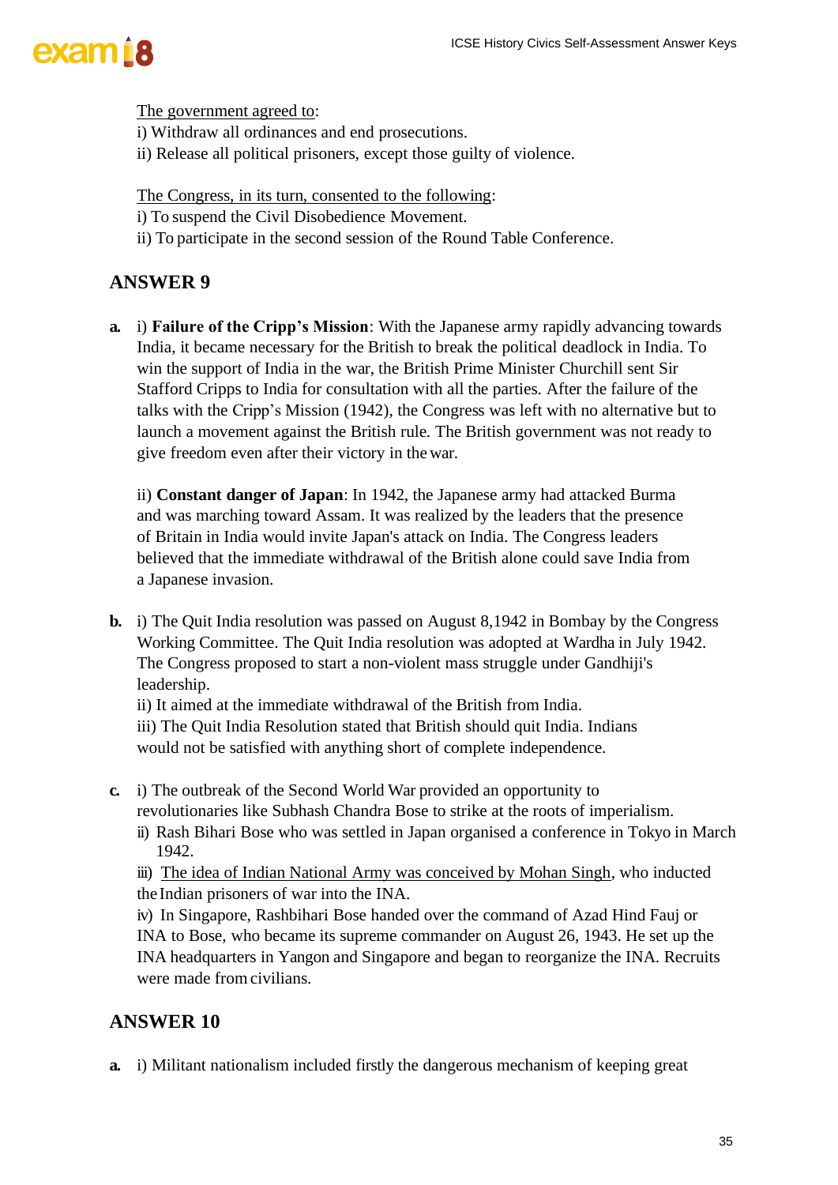<u>The government agreed to</u>:
i) Withdraw all ordinances and end prosecutions.
ii) Release all political prisoners, except those guilty of violence.

<u>The Congress, in its turn, consented to the following</u>:
i) To suspend the Civil Disobedience Movement.
ii) To participate in the second session of the Round Table Conference.

## ANSWER 9

**a.** i) **Failure of the Cripp's Mission**: With the Japanese army rapidly advancing towards India, it became necessary for the British to break the political deadlock in India. To win the support of India in the war, the British Prime Minister Churchill sent Sir Stafford Cripps to India for consultation with all the parties. After the failure of the talks with the Cripp's Mission (1942), the Congress was left with no alternative but to launch a movement against the British rule. The British government was not ready to give freedom even after their victory in the war.

ii) **Constant danger of Japan**: In 1942, the Japanese army had attacked Burma and was marching toward Assam. It was realized by the leaders that the presence of Britain in India would invite Japan's attack on India. The Congress leaders believed that the immediate withdrawal of the British alone could save India from a Japanese invasion.

**b.** i) The Quit India resolution was passed on August 8,1942 in Bombay by the Congress Working Committee. The Quit India resolution was adopted at Wardha in July 1942. The Congress proposed to start a non-violent mass struggle under Gandhiji's leadership.
ii) It aimed at the immediate withdrawal of the British from India.
iii) The Quit India Resolution stated that British should quit India. Indians would not be satisfied with anything short of complete independence.

**c.** i) The outbreak of the Second World War provided an opportunity to revolutionaries like Subhash Chandra Bose to strike at the roots of imperialism.
ii) Rash Bihari Bose who was settled in Japan organised a conference in Tokyo in March 1942.
iii) <u>The idea of Indian National Army was conceived by Mohan Singh</u>, who inducted the Indian prisoners of war into the INA.
iv) In Singapore, Rashbihari Bose handed over the command of Azad Hind Fauj or INA to Bose, who became its supreme commander on August 26, 1943. He set up the INA headquarters in Yangon and Singapore and began to reorganize the INA. Recruits were made from civilians.

## ANSWER 10

**a.** i) Militant nationalism included firstly the dangerous mechanism of keeping great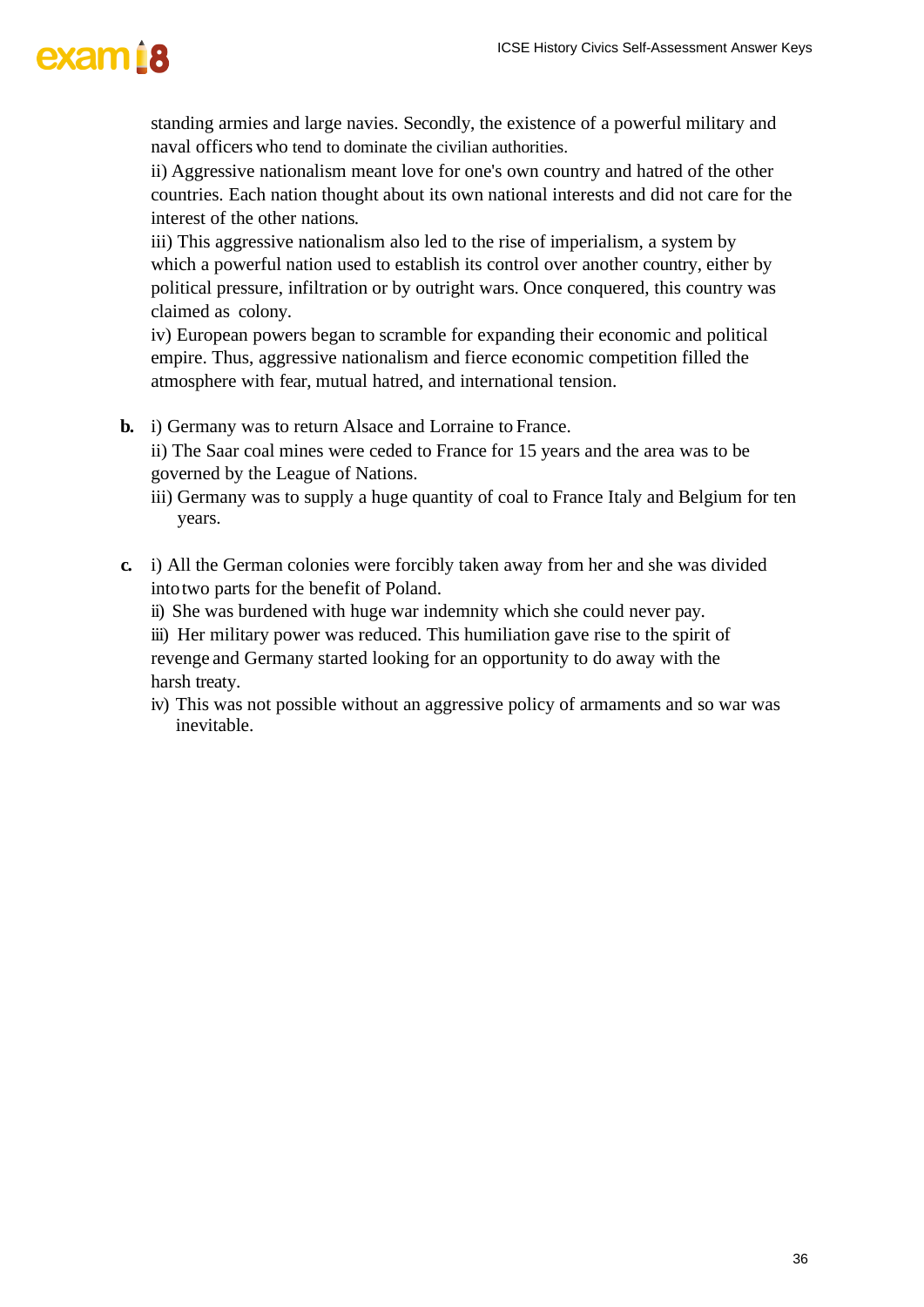standing armies and large navies. Secondly, the existence of a powerful military and naval officers who tend to dominate the civilian authorities.

ii) Aggressive nationalism meant love for one's own country and hatred of the other countries. Each nation thought about its own national interests and did not care for the interest of the other nations.

iii) This aggressive nationalism also led to the rise of imperialism, a system by which a powerful nation used to establish its control over another country, either by political pressure, infiltration or by outright wars. Once conquered, this country was claimed as colony.

iv) European powers began to scramble for expanding their economic and political empire. Thus, aggressive nationalism and fierce economic competition filled the atmosphere with fear, mutual hatred, and international tension.

**b.** i) Germany was to return Alsace and Lorraine to France.

ii) The Saar coal mines were ceded to France for 15 years and the area was to be governed by the League of Nations.

iii) Germany was to supply a huge quantity of coal to France Italy and Belgium for ten years.

**c.** i) All the German colonies were forcibly taken away from her and she was divided into two parts for the benefit of Poland.

ii) She was burdened with huge war indemnity which she could never pay.

iii) Her military power was reduced. This humiliation gave rise to the spirit of revenge and Germany started looking for an opportunity to do away with the harsh treaty.

iv) This was not possible without an aggressive policy of armaments and so war was inevitable.